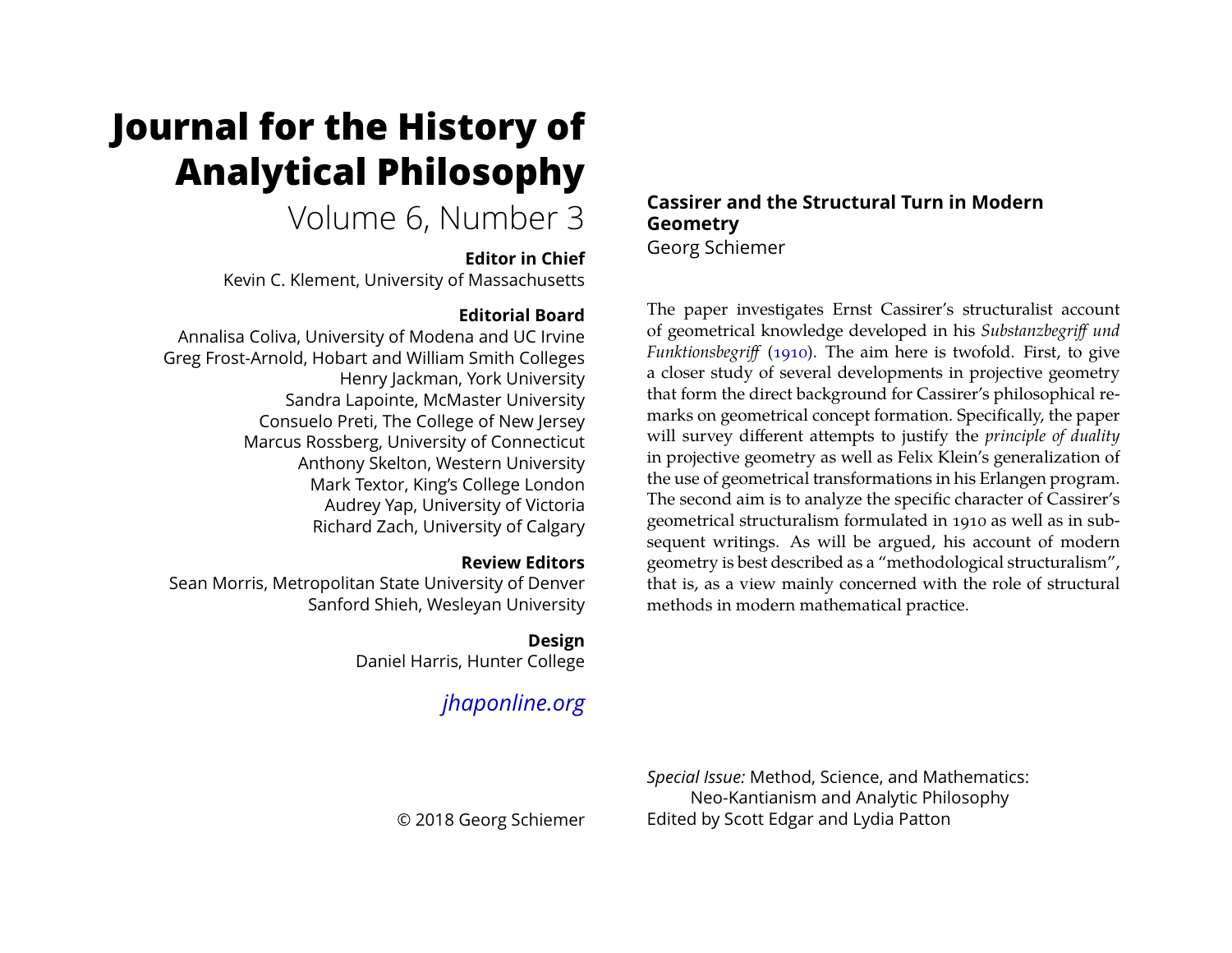# Journal for the History of Analytical Philosophy

Volume 6, Number 3

**Editor in Chief**

Kevin C. Klement, University of Massachusetts

**Editorial Board**

Annalisa Coliva, University of Modena and UC Irvine
Greg Frost-Arnold, Hobart and William Smith Colleges
Henry Jackman, York University
Sandra Lapointe, McMaster University
Consuelo Preti, The College of New Jersey
Marcus Rossberg, University of Connecticut
Anthony Skelton, Western University
Mark Textor, King's College London
Audrey Yap, University of Victoria
Richard Zach, University of Calgary

**Review Editors**

Sean Morris, Metropolitan State University of Denver
Sanford Shieh, Wesleyan University

**Design**

Daniel Harris, Hunter College

*jhaponline.org*

© 2018 Georg Schiemer

## Cassirer and the Structural Turn in Modern Geometry

Georg Schiemer

The paper investigates Ernst Cassirer's structuralist account of geometrical knowledge developed in his *Substanzbegriff und Funktionsbegriff* (1910). The aim here is twofold. First, to give a closer study of several developments in projective geometry that form the direct background for Cassirer's philosophical remarks on geometrical concept formation. Specifically, the paper will survey different attempts to justify the *principle of duality* in projective geometry as well as Felix Klein's generalization of the use of geometrical transformations in his Erlangen program. The second aim is to analyze the specific character of Cassirer's geometrical structuralism formulated in 1910 as well as in subsequent writings. As will be argued, his account of modern geometry is best described as a "methodological structuralism", that is, as a view mainly concerned with the role of structural methods in modern mathematical practice.

*Special Issue:* Method, Science, and Mathematics: Neo-Kantianism and Analytic Philosophy
Edited by Scott Edgar and Lydia Patton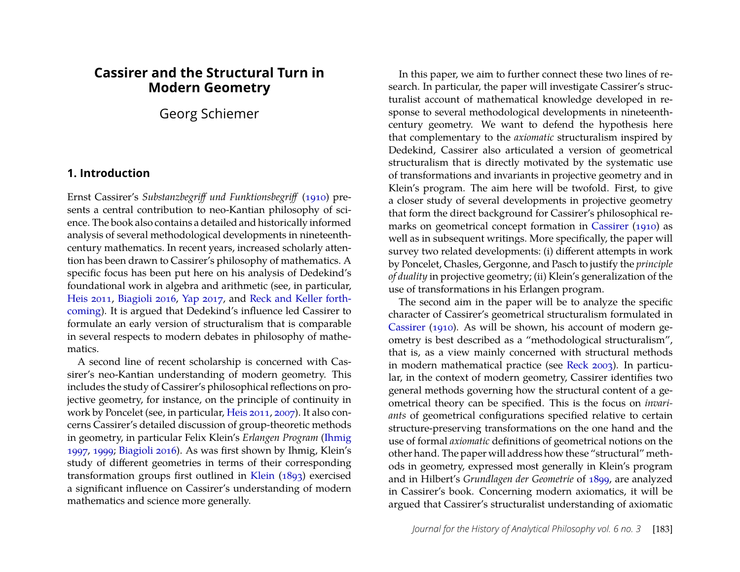# Cassirer and the Structural Turn in Modern Geometry

Georg Schiemer

## 1. Introduction

Ernst Cassirer's *Substanzbegriff und Funktionsbegriff* (1910) presents a central contribution to neo-Kantian philosophy of science. The book also contains a detailed and historically informed analysis of several methodological developments in nineteenth-century mathematics. In recent years, increased scholarly attention has been drawn to Cassirer's philosophy of mathematics. A specific focus has been put here on his analysis of Dedekind's foundational work in algebra and arithmetic (see, in particular, Heis 2011, Biagioli 2016, Yap 2017, and Reck and Keller forthcoming). It is argued that Dedekind's influence led Cassirer to formulate an early version of structuralism that is comparable in several respects to modern debates in philosophy of mathematics.

A second line of recent scholarship is concerned with Cassirer's neo-Kantian understanding of modern geometry. This includes the study of Cassirer's philosophical reflections on projective geometry, for instance, on the principle of continuity in work by Poncelet (see, in particular, Heis 2011, 2007). It also concerns Cassirer's detailed discussion of group-theoretic methods in geometry, in particular Felix Klein's *Erlangen Program* (Ihmig 1997, 1999; Biagioli 2016). As was first shown by Ihmig, Klein's study of different geometries in terms of their corresponding transformation groups first outlined in Klein (1893) exercised a significant influence on Cassirer's understanding of modern mathematics and science more generally.

In this paper, we aim to further connect these two lines of research. In particular, the paper will investigate Cassirer's structuralist account of mathematical knowledge developed in response to several methodological developments in nineteenth-century geometry. We want to defend the hypothesis here that complementary to the *axiomatic* structuralism inspired by Dedekind, Cassirer also articulated a version of geometrical structuralism that is directly motivated by the systematic use of transformations and invariants in projective geometry and in Klein's program. The aim here will be twofold. First, to give a closer study of several developments in projective geometry that form the direct background for Cassirer's philosophical remarks on geometrical concept formation in Cassirer (1910) as well as in subsequent writings. More specifically, the paper will survey two related developments: (i) different attempts in work by Poncelet, Chasles, Gergonne, and Pasch to justify the *principle of duality* in projective geometry; (ii) Klein's generalization of the use of transformations in his Erlangen program.

The second aim in the paper will be to analyze the specific character of Cassirer's geometrical structuralism formulated in Cassirer (1910). As will be shown, his account of modern geometry is best described as a "methodological structuralism", that is, as a view mainly concerned with structural methods in modern mathematical practice (see Reck 2003). In particular, in the context of modern geometry, Cassirer identifies two general methods governing how the structural content of a geometrical theory can be specified. This is the focus on *invariants* of geometrical configurations specified relative to certain structure-preserving transformations on the one hand and the use of formal *axiomatic* definitions of geometrical notions on the other hand. The paper will address how these "structural" methods in geometry, expressed most generally in Klein's program and in Hilbert's *Grundlagen der Geometrie* of 1899, are analyzed in Cassirer's book. Concerning modern axiomatics, it will be argued that Cassirer's structuralist understanding of axiomatic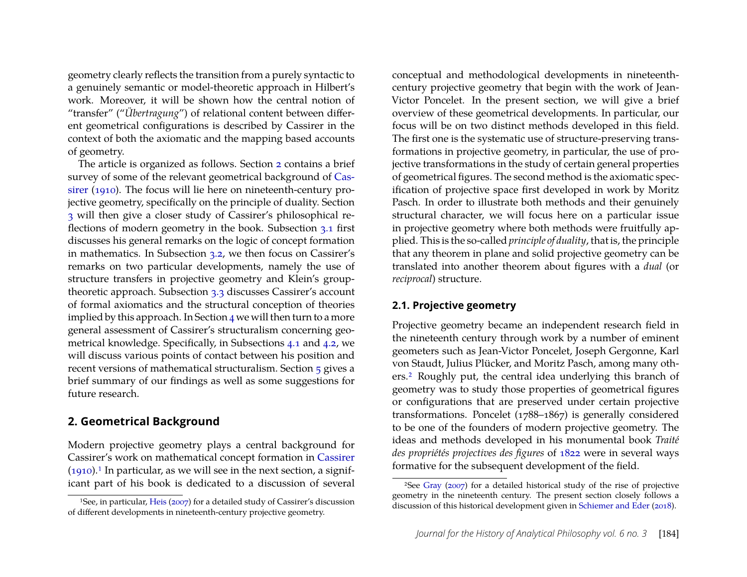geometry clearly reflects the transition from a purely syntactic to a genuinely semantic or model-theoretic approach in Hilbert's work. Moreover, it will be shown how the central notion of "transfer" ("*Übertragung*") of relational content between different geometrical configurations is described by Cassirer in the context of both the axiomatic and the mapping based accounts of geometry.

The article is organized as follows. Section 2 contains a brief survey of some of the relevant geometrical background of Cassirer (1910). The focus will lie here on nineteenth-century projective geometry, specifically on the principle of duality. Section 3 will then give a closer study of Cassirer's philosophical reflections of modern geometry in the book. Subsection 3.1 first discusses his general remarks on the logic of concept formation in mathematics. In Subsection 3.2, we then focus on Cassirer's remarks on two particular developments, namely the use of structure transfers in projective geometry and Klein's group-theoretic approach. Subsection 3.3 discusses Cassirer's account of formal axiomatics and the structural conception of theories implied by this approach. In Section 4 we will then turn to a more general assessment of Cassirer's structuralism concerning geometrical knowledge. Specifically, in Subsections 4.1 and 4.2, we will discuss various points of contact between his position and recent versions of mathematical structuralism. Section 5 gives a brief summary of our findings as well as some suggestions for future research.

## 2. Geometrical Background

Modern projective geometry plays a central background for Cassirer's work on mathematical concept formation in Cassirer (1910).[1] In particular, as we will see in the next section, a significant part of his book is dedicated to a discussion of several conceptual and methodological developments in nineteenth-century projective geometry that begin with the work of Jean-Victor Poncelet. In the present section, we will give a brief overview of these geometrical developments. In particular, our focus will be on two distinct methods developed in this field. The first one is the systematic use of structure-preserving transformations in projective geometry, in particular, the use of projective transformations in the study of certain general properties of geometrical figures. The second method is the axiomatic specification of projective space first developed in work by Moritz Pasch. In order to illustrate both methods and their genuinely structural character, we will focus here on a particular issue in projective geometry where both methods were fruitfully applied. This is the so-called *principle of duality*, that is, the principle that any theorem in plane and solid projective geometry can be translated into another theorem about figures with a *dual* (or *reciprocal*) structure.

### 2.1. Projective geometry

Projective geometry became an independent research field in the nineteenth century through work by a number of eminent geometers such as Jean-Victor Poncelet, Joseph Gergonne, Karl von Staudt, Julius Plücker, and Moritz Pasch, among many others.[2] Roughly put, the central idea underlying this branch of geometry was to study those properties of geometrical figures or configurations that are preserved under certain projective transformations. Poncelet (1788–1867) is generally considered to be one of the founders of modern projective geometry. The ideas and methods developed in his monumental book *Traité des propriétés projectives des figures* of 1822 were in several ways formative for the subsequent development of the field.

[1] See, in particular, Heis (2007) for a detailed study of Cassirer's discussion of different developments in nineteenth-century projective geometry.

[2] See Gray (2007) for a detailed historical study of the rise of projective geometry in the nineteenth century. The present section closely follows a discussion of this historical development given in Schiemer and Eder (2018).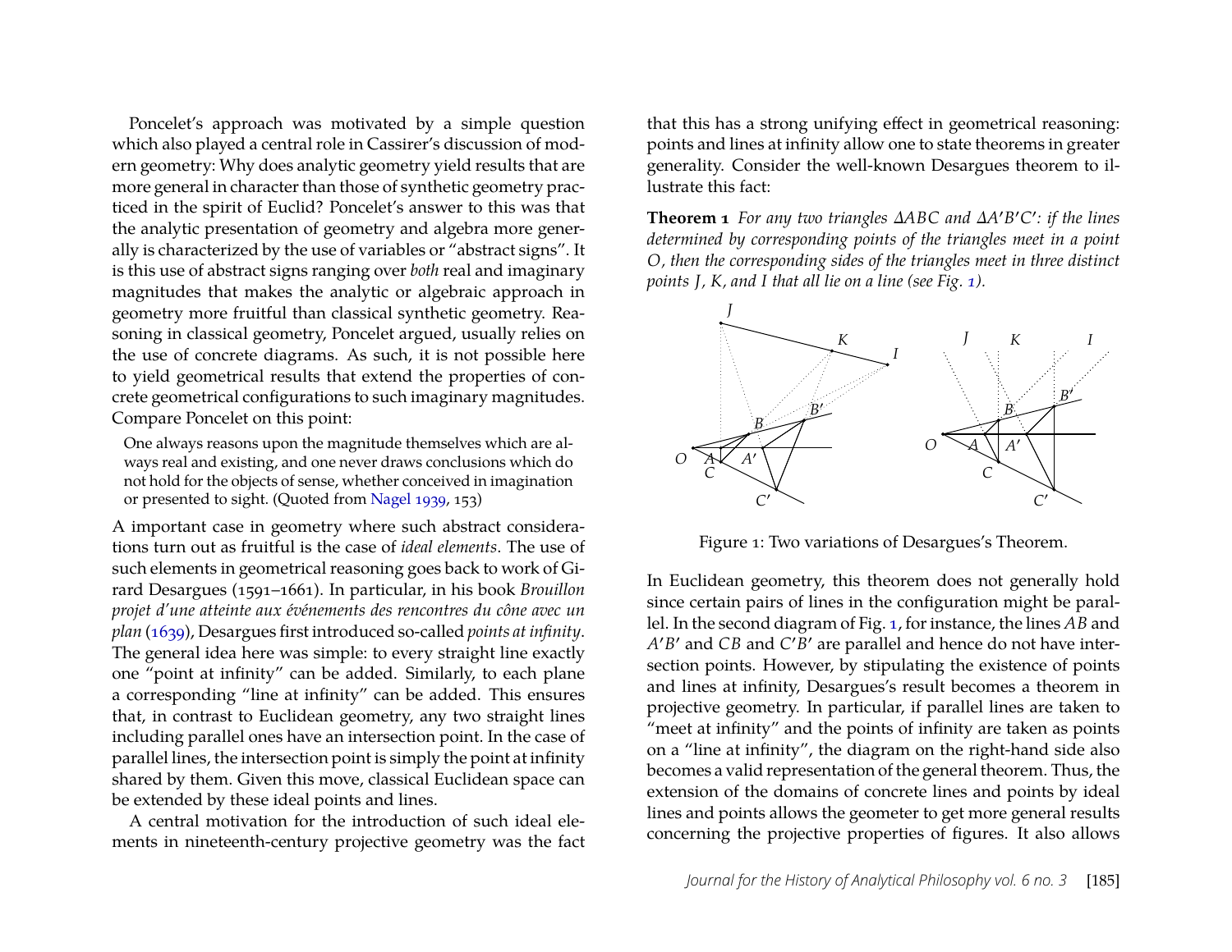Poncelet's approach was motivated by a simple question which also played a central role in Cassirer's discussion of modern geometry: Why does analytic geometry yield results that are more general in character than those of synthetic geometry practiced in the spirit of Euclid? Poncelet's answer to this was that the analytic presentation of geometry and algebra more generally is characterized by the use of variables or "abstract signs". It is this use of abstract signs ranging over *both* real and imaginary magnitudes that makes the analytic or algebraic approach in geometry more fruitful than classical synthetic geometry. Reasoning in classical geometry, Poncelet argued, usually relies on the use of concrete diagrams. As such, it is not possible here to yield geometrical results that extend the properties of concrete geometrical configurations to such imaginary magnitudes. Compare Poncelet on this point:

> One always reasons upon the magnitude themselves which are always real and existing, and one never draws conclusions which do not hold for the objects of sense, whether conceived in imagination or presented to sight. (Quoted from Nagel 1939, 153)

A important case in geometry where such abstract considerations turn out as fruitful is the case of *ideal elements*. The use of such elements in geometrical reasoning goes back to work of Girard Desargues (1591–1661). In particular, in his book *Brouillon projet d'une atteinte aux événements des rencontres du cône avec un plan* (1639), Desargues first introduced so-called *points at infinity*. The general idea here was simple: to every straight line exactly one "point at infinity" can be added. Similarly, to each plane a corresponding "line at infinity" can be added. This ensures that, in contrast to Euclidean geometry, any two straight lines including parallel ones have an intersection point. In the case of parallel lines, the intersection point is simply the point at infinity shared by them. Given this move, classical Euclidean space can be extended by these ideal points and lines.

A central motivation for the introduction of such ideal elements in nineteenth-century projective geometry was the fact that this has a strong unifying effect in geometrical reasoning: points and lines at infinity allow one to state theorems in greater generality. Consider the well-known Desargues theorem to illustrate this fact:

**Theorem 1** *For any two triangles $\Delta ABC$ and $\Delta A'B'C'$: if the lines determined by corresponding points of the triangles meet in a point $O$, then the corresponding sides of the triangles meet in three distinct points $J$, $K$, and $I$ that all lie on a line (see Fig. 1).*

Figure 1: Two variations of Desargues's Theorem.

In Euclidean geometry, this theorem does not generally hold since certain pairs of lines in the configuration might be parallel. In the second diagram of Fig. 1, for instance, the lines $AB$ and $A'B'$ and $CB$ and $C'B'$ are parallel and hence do not have intersection points. However, by stipulating the existence of points and lines at infinity, Desargues's result becomes a theorem in projective geometry. In particular, if parallel lines are taken to "meet at infinity" and the points of infinity are taken as points on a "line at infinity", the diagram on the right-hand side also becomes a valid representation of the general theorem. Thus, the extension of the domains of concrete lines and points by ideal lines and points allows the geometer to get more general results concerning the projective properties of figures. It also allows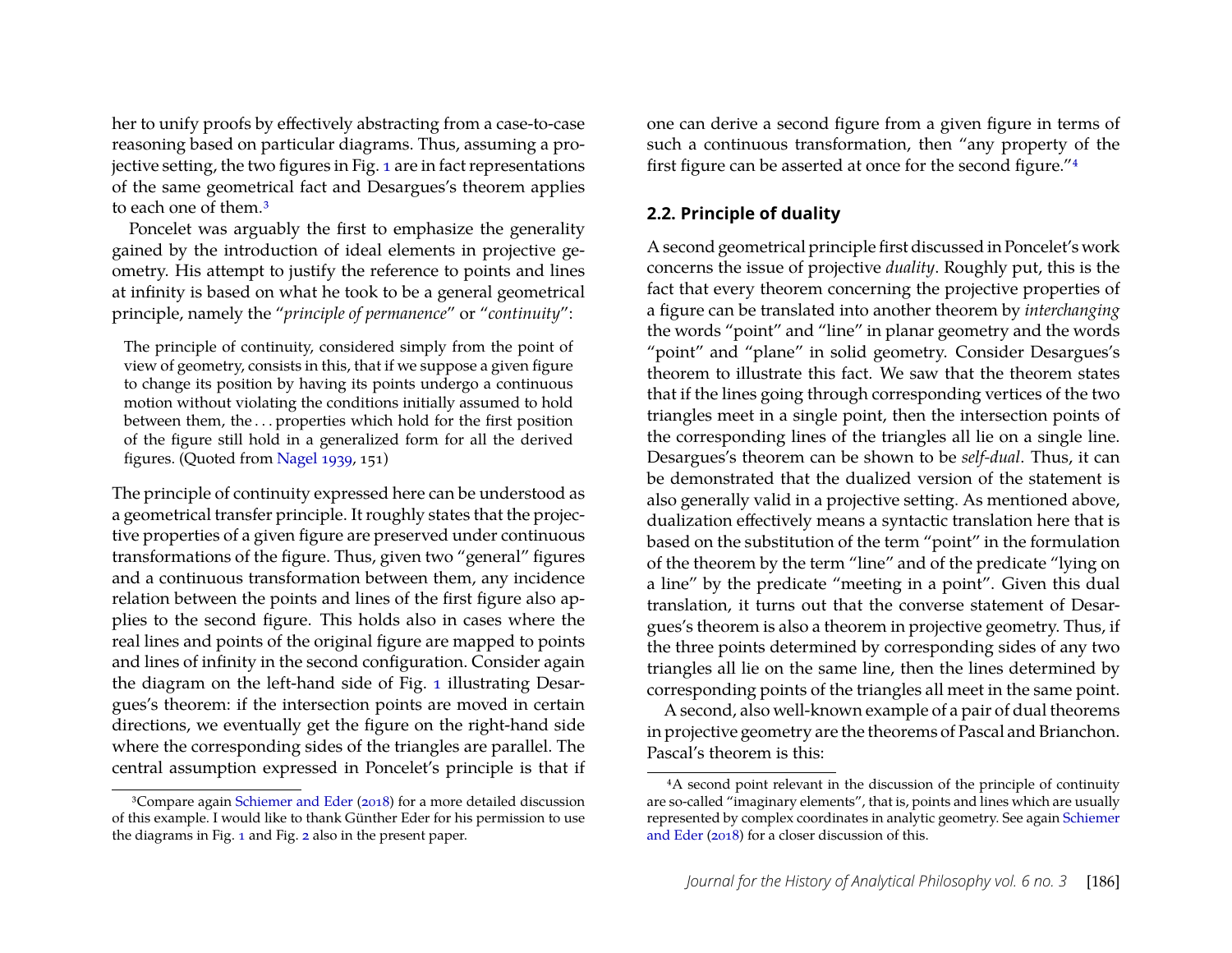her to unify proofs by effectively abstracting from a case-to-case reasoning based on particular diagrams. Thus, assuming a projective setting, the two figures in Fig. 1 are in fact representations of the same geometrical fact and Desargues's theorem applies to each one of them.[3]

Poncelet was arguably the first to emphasize the generality gained by the introduction of ideal elements in projective geometry. His attempt to justify the reference to points and lines at infinity is based on what he took to be a general geometrical principle, namely the "*principle of permanence*" or "*continuity*":

> The principle of continuity, considered simply from the point of view of geometry, consists in this, that if we suppose a given figure to change its position by having its points undergo a continuous motion without violating the conditions initially assumed to hold between them, the . . . properties which hold for the first position of the figure still hold in a generalized form for all the derived figures. (Quoted from Nagel 1939, 151)

The principle of continuity expressed here can be understood as a geometrical transfer principle. It roughly states that the projective properties of a given figure are preserved under continuous transformations of the figure. Thus, given two "general" figures and a continuous transformation between them, any incidence relation between the points and lines of the first figure also applies to the second figure. This holds also in cases where the real lines and points of the original figure are mapped to points and lines of infinity in the second configuration. Consider again the diagram on the left-hand side of Fig. 1 illustrating Desargues's theorem: if the intersection points are moved in certain directions, we eventually get the figure on the right-hand side where the corresponding sides of the triangles are parallel. The central assumption expressed in Poncelet's principle is that if one can derive a second figure from a given figure in terms of such a continuous transformation, then "any property of the first figure can be asserted at once for the second figure."[4]

## 2.2. Principle of duality

A second geometrical principle first discussed in Poncelet's work concerns the issue of projective *duality*. Roughly put, this is the fact that every theorem concerning the projective properties of a figure can be translated into another theorem by *interchanging* the words "point" and "line" in planar geometry and the words "point" and "plane" in solid geometry. Consider Desargues's theorem to illustrate this fact. We saw that the theorem states that if the lines going through corresponding vertices of the two triangles meet in a single point, then the intersection points of the corresponding lines of the triangles all lie on a single line. Desargues's theorem can be shown to be *self-dual*. Thus, it can be demonstrated that the dualized version of the statement is also generally valid in a projective setting. As mentioned above, dualization effectively means a syntactic translation here that is based on the substitution of the term "point" in the formulation of the theorem by the term "line" and of the predicate "lying on a line" by the predicate "meeting in a point". Given this dual translation, it turns out that the converse statement of Desargues's theorem is also a theorem in projective geometry. Thus, if the three points determined by corresponding sides of any two triangles all lie on the same line, then the lines determined by corresponding points of the triangles all meet in the same point.

A second, also well-known example of a pair of dual theorems in projective geometry are the theorems of Pascal and Brianchon. Pascal's theorem is this:

---

[3] Compare again Schiemer and Eder (2018) for a more detailed discussion of this example. I would like to thank Günther Eder for his permission to use the diagrams in Fig. 1 and Fig. 2 also in the present paper.

[4] A second point relevant in the discussion of the principle of continuity are so-called "imaginary elements", that is, points and lines which are usually represented by complex coordinates in analytic geometry. See again Schiemer and Eder (2018) for a closer discussion of this.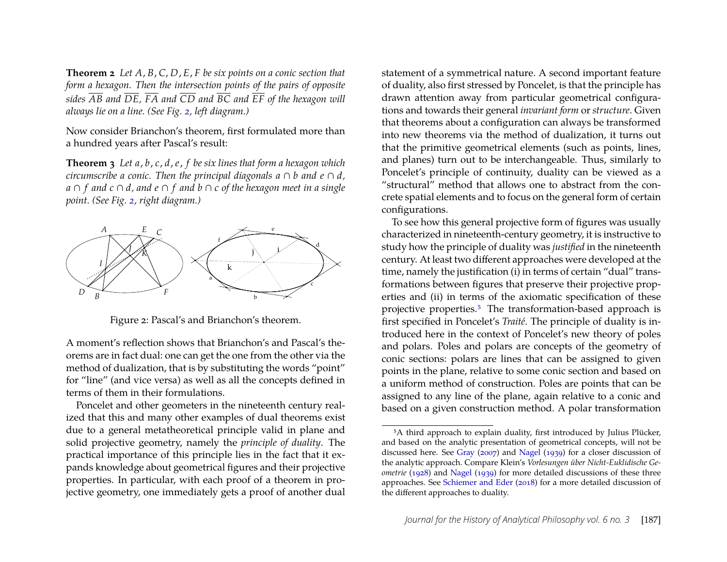**Theorem 2** *Let $A, B, C, D, E, F$ be six points on a conic section that form a hexagon. Then the intersection points of the pairs of opposite sides $\overline{AB}$ and $\overline{DE}$, $\overline{FA}$ and $\overline{CD}$ and $\overline{BC}$ and $\overline{EF}$ of the hexagon will always lie on a line. (See Fig. 2, left diagram.)*

Now consider Brianchon's theorem, first formulated more than a hundred years after Pascal's result:

**Theorem 3** *Let $a, b, c, d, e, f$ be six lines that form a hexagon which circumscribe a conic. Then the principal diagonals $a \cap b$ and $e \cap d$, $a \cap f$ and $c \cap d$, and $e \cap f$ and $b \cap c$ of the hexagon meet in a single point. (See Fig. 2, right diagram.)*

Figure 2: Pascal's and Brianchon's theorem.

A moment's reflection shows that Brianchon's and Pascal's theorems are in fact dual: one can get the one from the other via the method of dualization, that is by substituting the words "point" for "line" (and vice versa) as well as all the concepts defined in terms of them in their formulations.

Poncelet and other geometers in the nineteenth century realized that this and many other examples of dual theorems exist due to a general metatheoretical principle valid in plane and solid projective geometry, namely the *principle of duality*. The practical importance of this principle lies in the fact that it expands knowledge about geometrical figures and their projective properties. In particular, with each proof of a theorem in projective geometry, one immediately gets a proof of another dual statement of a symmetrical nature. A second important feature of duality, also first stressed by Poncelet, is that the principle has drawn attention away from particular geometrical configurations and towards their general *invariant form* or *structure*. Given that theorems about a configuration can always be transformed into new theorems via the method of dualization, it turns out that the primitive geometrical elements (such as points, lines, and planes) turn out to be interchangeable. Thus, similarly to Poncelet's principle of continuity, duality can be viewed as a "structural" method that allows one to abstract from the concrete spatial elements and to focus on the general form of certain configurations.

To see how this general projective form of figures was usually characterized in nineteenth-century geometry, it is instructive to study how the principle of duality was *justified* in the nineteenth century. At least two different approaches were developed at the time, namely the justification (i) in terms of certain "dual" transformations between figures that preserve their projective properties and (ii) in terms of the axiomatic specification of these projective properties.[5] The transformation-based approach is first specified in Poncelet's *Traité*. The principle of duality is introduced here in the context of Poncelet's new theory of poles and polars. Poles and polars are concepts of the geometry of conic sections: polars are lines that can be assigned to given points in the plane, relative to some conic section and based on a uniform method of construction. Poles are points that can be assigned to any line of the plane, again relative to a conic and based on a given construction method. A polar transformation

[5] A third approach to explain duality, first introduced by Julius Plücker, and based on the analytic presentation of geometrical concepts, will not be discussed here. See Gray (2007) and Nagel (1939) for a closer discussion of the analytic approach. Compare Klein's *Vorlesungen über Nicht-Euklidische Geometrie* (1928) and Nagel (1939) for more detailed discussions of these three approaches. See Schiemer and Eder (2018) for a more detailed discussion of the different approaches to duality.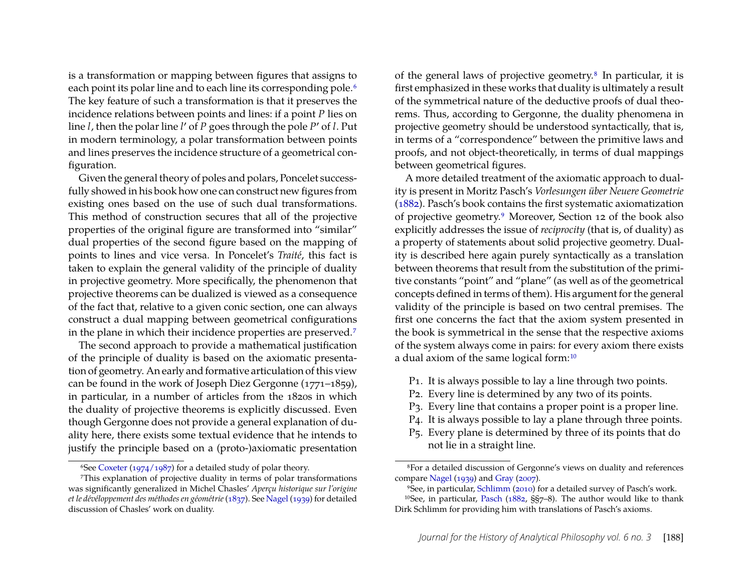is a transformation or mapping between figures that assigns to each point its polar line and to each line its corresponding pole.[6] The key feature of such a transformation is that it preserves the incidence relations between points and lines: if a point $P$ lies on line $l$, then the polar line $l'$ of $P$ goes through the pole $P'$ of $l$. Put in modern terminology, a polar transformation between points and lines preserves the incidence structure of a geometrical configuration.

Given the general theory of poles and polars, Poncelet successfully showed in his book how one can construct new figures from existing ones based on the use of such dual transformations. This method of construction secures that all of the projective properties of the original figure are transformed into "similar" dual properties of the second figure based on the mapping of points to lines and vice versa. In Poncelet's *Traité*, this fact is taken to explain the general validity of the principle of duality in projective geometry. More specifically, the phenomenon that projective theorems can be dualized is viewed as a consequence of the fact that, relative to a given conic section, one can always construct a dual mapping between geometrical configurations in the plane in which their incidence properties are preserved.[7]

The second approach to provide a mathematical justification of the principle of duality is based on the axiomatic presentation of geometry. An early and formative articulation of this view can be found in the work of Joseph Diez Gergonne (1771–1859), in particular, in a number of articles from the 1820s in which the duality of projective theorems is explicitly discussed. Even though Gergonne does not provide a general explanation of duality here, there exists some textual evidence that he intends to justify the principle based on a (proto-)axiomatic presentation of the general laws of projective geometry.[8] In particular, it is first emphasized in these works that duality is ultimately a result of the symmetrical nature of the deductive proofs of dual theorems. Thus, according to Gergonne, the duality phenomena in projective geometry should be understood syntactically, that is, in terms of a "correspondence" between the primitive laws and proofs, and not object-theoretically, in terms of dual mappings between geometrical figures.

A more detailed treatment of the axiomatic approach to duality is present in Moritz Pasch's *Vorlesungen über Neuere Geometrie* (1882). Pasch's book contains the first systematic axiomatization of projective geometry.[9] Moreover, Section 12 of the book also explicitly addresses the issue of *reciprocity* (that is, of duality) as a property of statements about solid projective geometry. Duality is described here again purely syntactically as a translation between theorems that result from the substitution of the primitive constants "point" and "plane" (as well as of the geometrical concepts defined in terms of them). His argument for the general validity of the principle is based on two central premises. The first one concerns the fact that the axiom system presented in the book is symmetrical in the sense that the respective axioms of the system always come in pairs: for every axiom there exists a dual axiom of the same logical form:[10]

- P1. It is always possible to lay a line through two points.
- P2. Every line is determined by any two of its points.
- P3. Every line that contains a proper point is a proper line.
- P4. It is always possible to lay a plane through three points.
- P5. Every plane is determined by three of its points that do not lie in a straight line.

---

[6] See Coxeter (1974/1987) for a detailed study of polar theory.

[7] This explanation of projective duality in terms of polar transformations was significantly generalized in Michel Chasles' *Aperçu historique sur l'origine et le dévéloppement des méthodes en géométrie* (1837). See Nagel (1939) for detailed discussion of Chasles' work on duality.

[8] For a detailed discussion of Gergonne's views on duality and references compare Nagel (1939) and Gray (2007).

[9] See, in particular, Schlimm (2010) for a detailed survey of Pasch's work.

[10] See, in particular, Pasch (1882, §§7–8). The author would like to thank Dirk Schlimm for providing him with translations of Pasch's axioms.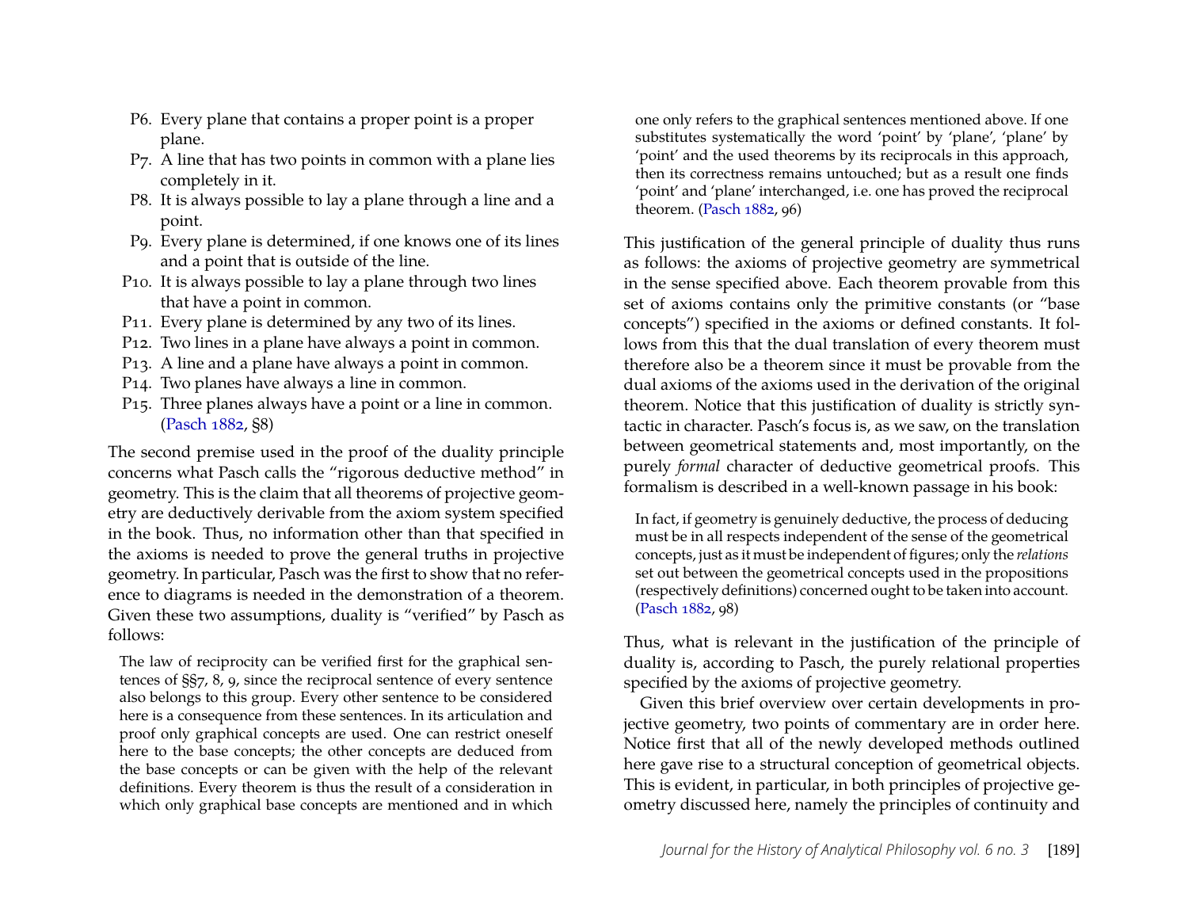P6. Every plane that contains a proper point is a proper plane.
P7. A line that has two points in common with a plane lies completely in it.
P8. It is always possible to lay a plane through a line and a point.
P9. Every plane is determined, if one knows one of its lines and a point that is outside of the line.
P10. It is always possible to lay a plane through two lines that have a point in common.
P11. Every plane is determined by any two of its lines.
P12. Two lines in a plane have always a point in common.
P13. A line and a plane have always a point in common.
P14. Two planes have always a line in common.
P15. Three planes always have a point or a line in common. (Pasch 1882, §8)

The second premise used in the proof of the duality principle concerns what Pasch calls the "rigorous deductive method" in geometry. This is the claim that all theorems of projective geometry are deductively derivable from the axiom system specified in the book. Thus, no information other than that specified in the axioms is needed to prove the general truths in projective geometry. In particular, Pasch was the first to show that no reference to diagrams is needed in the demonstration of a theorem. Given these two assumptions, duality is "verified" by Pasch as follows:

> The law of reciprocity can be verified first for the graphical sentences of §§7, 8, 9, since the reciprocal sentence of every sentence also belongs to this group. Every other sentence to be considered here is a consequence from these sentences. In its articulation and proof only graphical concepts are used. One can restrict oneself here to the base concepts; the other concepts are deduced from the base concepts or can be given with the help of the relevant definitions. Every theorem is thus the result of a consideration in which only graphical base concepts are mentioned and in which one only refers to the graphical sentences mentioned above. If one substitutes systematically the word 'point' by 'plane', 'plane' by 'point' and the used theorems by its reciprocals in this approach, then its correctness remains untouched; but as a result one finds 'point' and 'plane' interchanged, i.e. one has proved the reciprocal theorem. (Pasch 1882, 96)

This justification of the general principle of duality thus runs as follows: the axioms of projective geometry are symmetrical in the sense specified above. Each theorem provable from this set of axioms contains only the primitive constants (or "base concepts") specified in the axioms or defined constants. It follows from this that the dual translation of every theorem must therefore also be a theorem since it must be provable from the dual axioms of the axioms used in the derivation of the original theorem. Notice that this justification of duality is strictly syntactic in character. Pasch's focus is, as we saw, on the translation between geometrical statements and, most importantly, on the purely *formal* character of deductive geometrical proofs. This formalism is described in a well-known passage in his book:

> In fact, if geometry is genuinely deductive, the process of deducing must be in all respects independent of the sense of the geometrical concepts, just as it must be independent of figures; only the *relations* set out between the geometrical concepts used in the propositions (respectively definitions) concerned ought to be taken into account. (Pasch 1882, 98)

Thus, what is relevant in the justification of the principle of duality is, according to Pasch, the purely relational properties specified by the axioms of projective geometry.

Given this brief overview over certain developments in projective geometry, two points of commentary are in order here. Notice first that all of the newly developed methods outlined here gave rise to a structural conception of geometrical objects. This is evident, in particular, in both principles of projective geometry discussed here, namely the principles of continuity and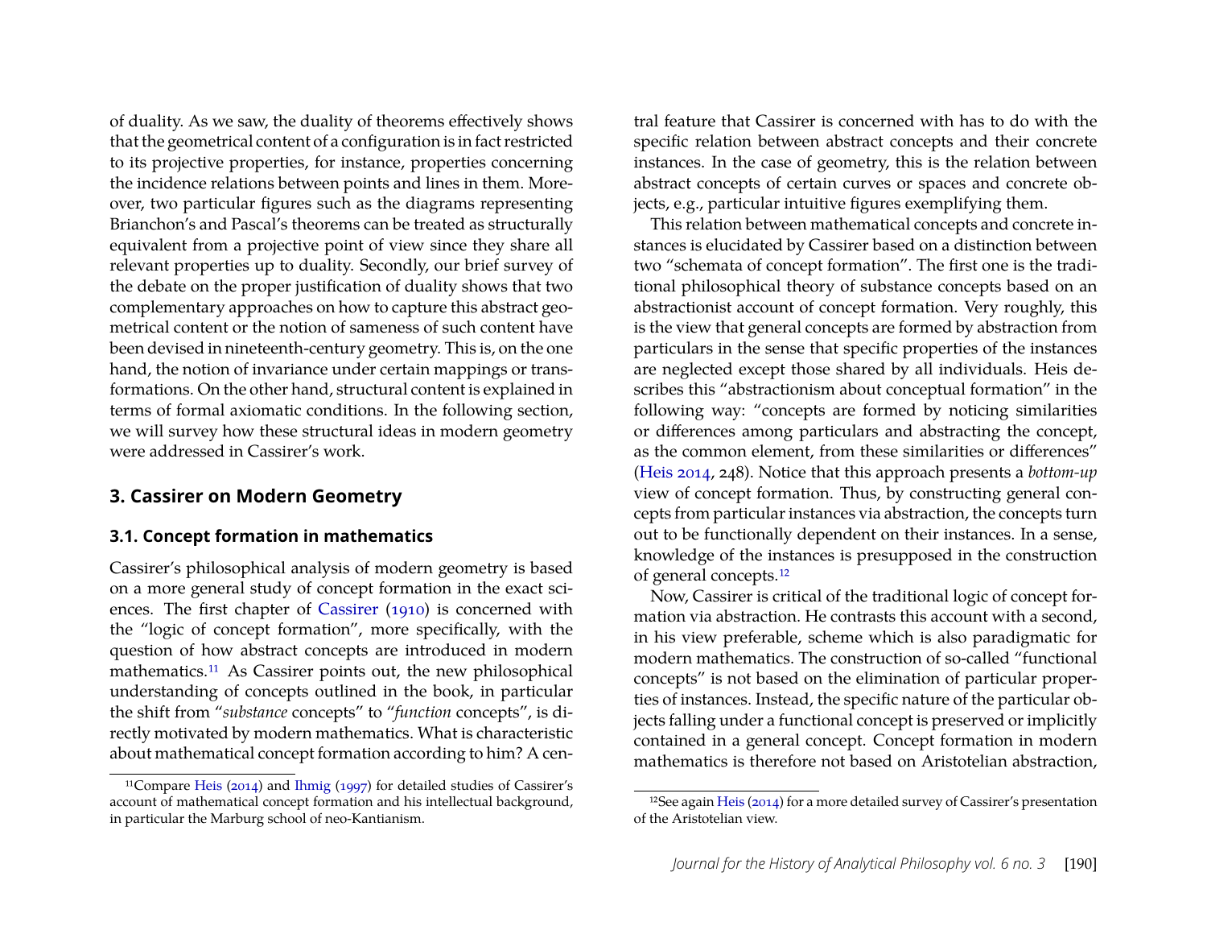of duality. As we saw, the duality of theorems effectively shows that the geometrical content of a configuration is in fact restricted to its projective properties, for instance, properties concerning the incidence relations between points and lines in them. Moreover, two particular figures such as the diagrams representing Brianchon's and Pascal's theorems can be treated as structurally equivalent from a projective point of view since they share all relevant properties up to duality. Secondly, our brief survey of the debate on the proper justification of duality shows that two complementary approaches on how to capture this abstract geometrical content or the notion of sameness of such content have been devised in nineteenth-century geometry. This is, on the one hand, the notion of invariance under certain mappings or transformations. On the other hand, structural content is explained in terms of formal axiomatic conditions. In the following section, we will survey how these structural ideas in modern geometry were addressed in Cassirer's work.

## 3. Cassirer on Modern Geometry

### 3.1. Concept formation in mathematics

Cassirer's philosophical analysis of modern geometry is based on a more general study of concept formation in the exact sciences. The first chapter of Cassirer (1910) is concerned with the "logic of concept formation", more specifically, with the question of how abstract concepts are introduced in modern mathematics.[11] As Cassirer points out, the new philosophical understanding of concepts outlined in the book, in particular the shift from "*substance* concepts" to "*function* concepts", is directly motivated by modern mathematics. What is characteristic about mathematical concept formation according to him? A central feature that Cassirer is concerned with has to do with the specific relation between abstract concepts and their concrete instances. In the case of geometry, this is the relation between abstract concepts of certain curves or spaces and concrete objects, e.g., particular intuitive figures exemplifying them.

This relation between mathematical concepts and concrete instances is elucidated by Cassirer based on a distinction between two "schemata of concept formation". The first one is the traditional philosophical theory of substance concepts based on an abstractionist account of concept formation. Very roughly, this is the view that general concepts are formed by abstraction from particulars in the sense that specific properties of the instances are neglected except those shared by all individuals. Heis describes this "abstractionism about conceptual formation" in the following way: "concepts are formed by noticing similarities or differences among particulars and abstracting the concept, as the common element, from these similarities or differences" (Heis 2014, 248). Notice that this approach presents a *bottom-up* view of concept formation. Thus, by constructing general concepts from particular instances via abstraction, the concepts turn out to be functionally dependent on their instances. In a sense, knowledge of the instances is presupposed in the construction of general concepts.[12]

Now, Cassirer is critical of the traditional logic of concept formation via abstraction. He contrasts this account with a second, in his view preferable, scheme which is also paradigmatic for modern mathematics. The construction of so-called "functional concepts" is not based on the elimination of particular properties of instances. Instead, the specific nature of the particular objects falling under a functional concept is preserved or implicitly contained in a general concept. Concept formation in modern mathematics is therefore not based on Aristotelian abstraction,

[11] Compare Heis (2014) and Ihmig (1997) for detailed studies of Cassirer's account of mathematical concept formation and his intellectual background, in particular the Marburg school of neo-Kantianism.

[12] See again Heis (2014) for a more detailed survey of Cassirer's presentation of the Aristotelian view.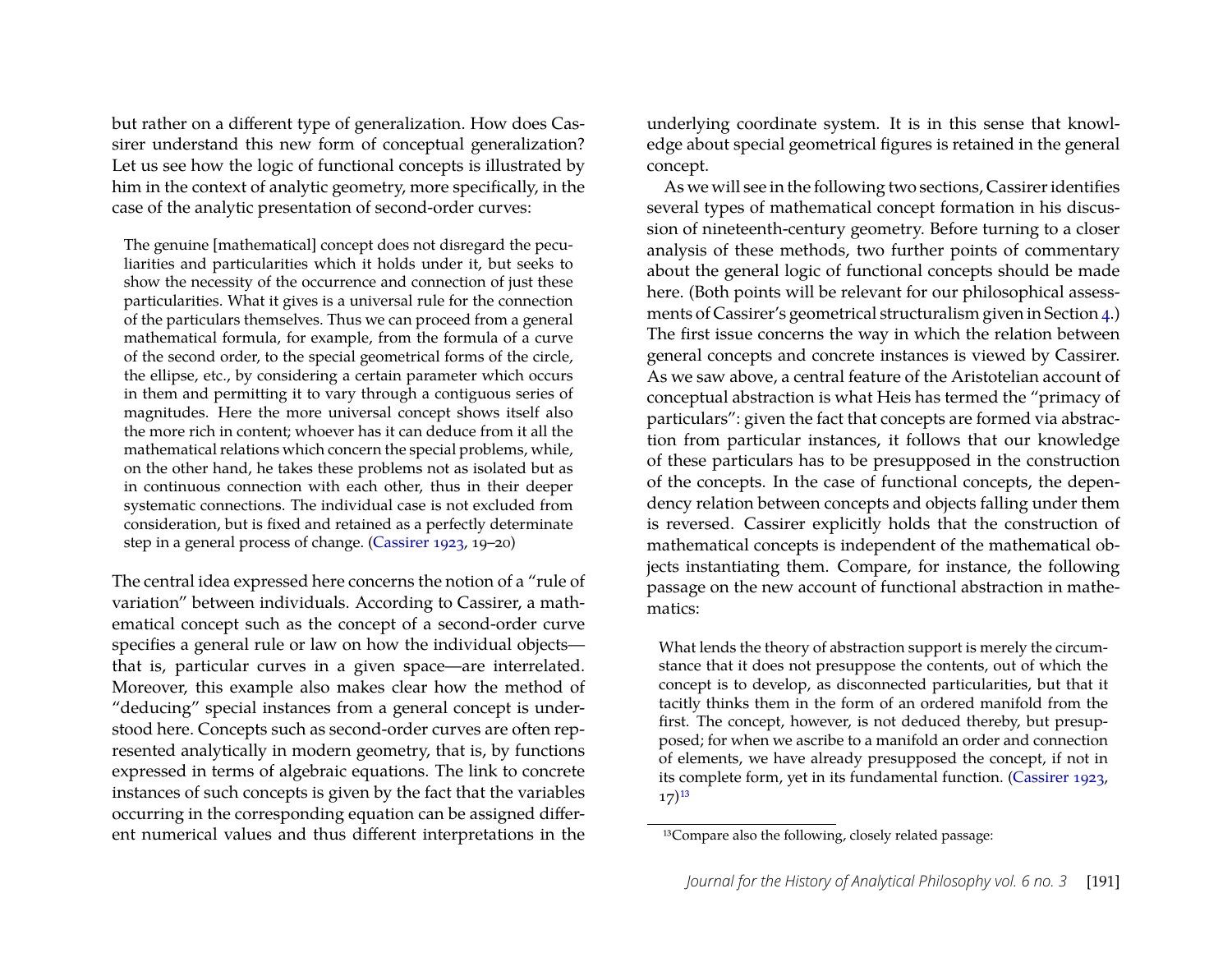but rather on a different type of generalization. How does Cassirer understand this new form of conceptual generalization? Let us see how the logic of functional concepts is illustrated by him in the context of analytic geometry, more specifically, in the case of the analytic presentation of second-order curves:

> The genuine [mathematical] concept does not disregard the peculiarities and particularities which it holds under it, but seeks to show the necessity of the occurrence and connection of just these particularities. What it gives is a universal rule for the connection of the particulars themselves. Thus we can proceed from a general mathematical formula, for example, from the formula of a curve of the second order, to the special geometrical forms of the circle, the ellipse, etc., by considering a certain parameter which occurs in them and permitting it to vary through a contiguous series of magnitudes. Here the more universal concept shows itself also the more rich in content; whoever has it can deduce from it all the mathematical relations which concern the special problems, while, on the other hand, he takes these problems not as isolated but as in continuous connection with each other, thus in their deeper systematic connections. The individual case is not excluded from consideration, but is fixed and retained as a perfectly determinate step in a general process of change. (Cassirer 1923, 19–20)

The central idea expressed here concerns the notion of a "rule of variation" between individuals. According to Cassirer, a mathematical concept such as the concept of a second-order curve specifies a general rule or law on how the individual objects—that is, particular curves in a given space—are interrelated. Moreover, this example also makes clear how the method of "deducing" special instances from a general concept is understood here. Concepts such as second-order curves are often represented analytically in modern geometry, that is, by functions expressed in terms of algebraic equations. The link to concrete instances of such concepts is given by the fact that the variables occurring in the corresponding equation can be assigned different numerical values and thus different interpretations in the underlying coordinate system. It is in this sense that knowledge about special geometrical figures is retained in the general concept.

As we will see in the following two sections, Cassirer identifies several types of mathematical concept formation in his discussion of nineteenth-century geometry. Before turning to a closer analysis of these methods, two further points of commentary about the general logic of functional concepts should be made here. (Both points will be relevant for our philosophical assessments of Cassirer's geometrical structuralism given in Section 4.) The first issue concerns the way in which the relation between general concepts and concrete instances is viewed by Cassirer. As we saw above, a central feature of the Aristotelian account of conceptual abstraction is what Heis has termed the "primacy of particulars": given the fact that concepts are formed via abstraction from particular instances, it follows that our knowledge of these particulars has to be presupposed in the construction of the concepts. In the case of functional concepts, the dependency relation between concepts and objects falling under them is reversed. Cassirer explicitly holds that the construction of mathematical concepts is independent of the mathematical objects instantiating them. Compare, for instance, the following passage on the new account of functional abstraction in mathematics:

> What lends the theory of abstraction support is merely the circumstance that it does not presuppose the contents, out of which the concept is to develop, as disconnected particularities, but that it tacitly thinks them in the form of an ordered manifold from the first. The concept, however, is not deduced thereby, but presupposed; for when we ascribe to a manifold an order and connection of elements, we have already presupposed the concept, if not in its complete form, yet in its fundamental function. (Cassirer 1923, 17)[13]

[13] Compare also the following, closely related passage: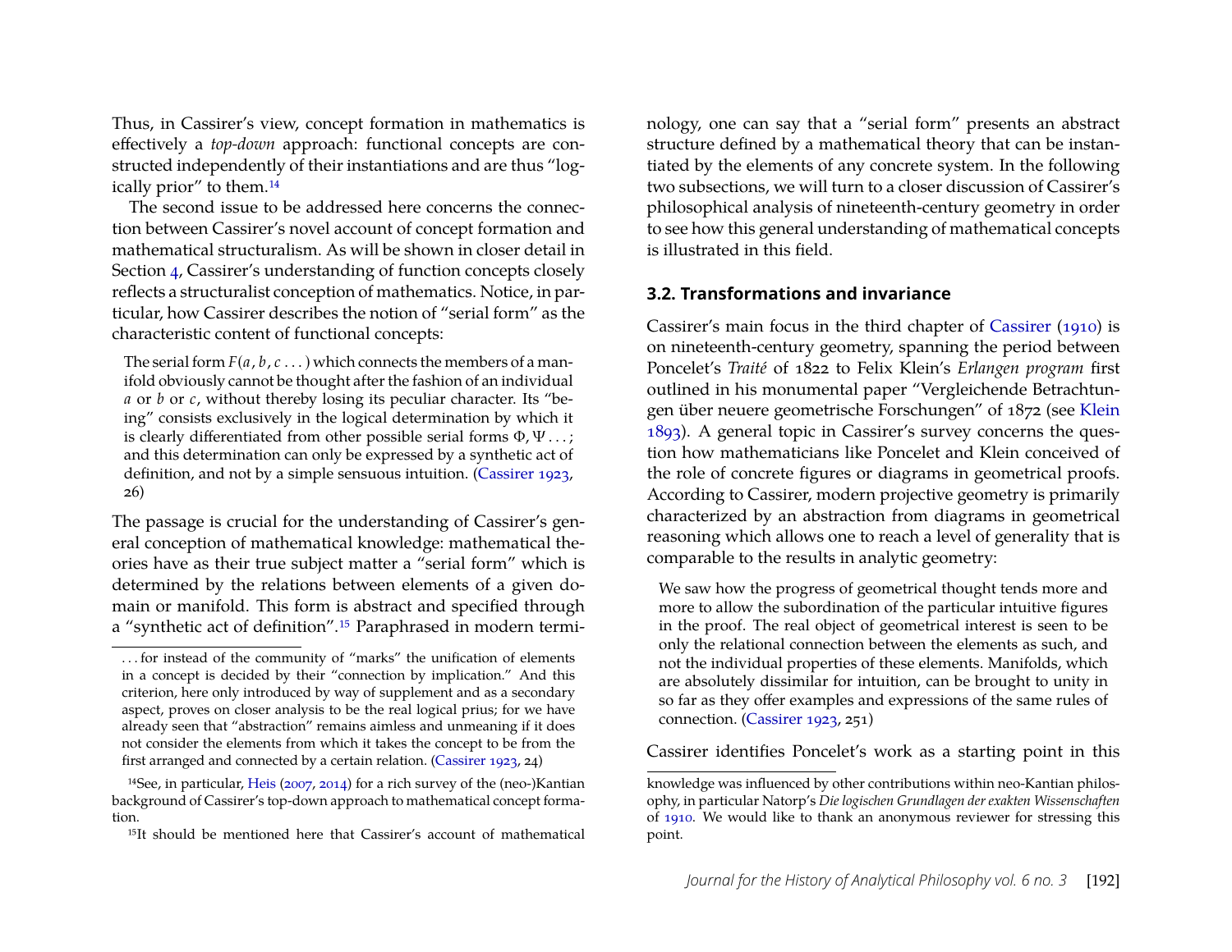Thus, in Cassirer's view, concept formation in mathematics is effectively a *top-down* approach: functional concepts are constructed independently of their instantiations and are thus "logically prior" to them.[14]

The second issue to be addressed here concerns the connection between Cassirer's novel account of concept formation and mathematical structuralism. As will be shown in closer detail in Section 4, Cassirer's understanding of function concepts closely reflects a structuralist conception of mathematics. Notice, in particular, how Cassirer describes the notion of "serial form" as the characteristic content of functional concepts:

> The serial form $F(a, b, c \ldots)$ which connects the members of a manifold obviously cannot be thought after the fashion of an individual $a$ or $b$ or $c$, without thereby losing its peculiar character. Its "being" consists exclusively in the logical determination by which it is clearly differentiated from other possible serial forms $\Phi, \Psi \ldots$; and this determination can only be expressed by a synthetic act of definition, and not by a simple sensuous intuition. (Cassirer 1923, 26)

The passage is crucial for the understanding of Cassirer's general conception of mathematical knowledge: mathematical theories have as their true subject matter a "serial form" which is determined by the relations between elements of a given domain or manifold. This form is abstract and specified through a "synthetic act of definition".[15] Paraphrased in modern terminology, one can say that a "serial form" presents an abstract structure defined by a mathematical theory that can be instantiated by the elements of any concrete system. In the following two subsections, we will turn to a closer discussion of Cassirer's philosophical analysis of nineteenth-century geometry in order to see how this general understanding of mathematical concepts is illustrated in this field.

### 3.2. Transformations and invariance

Cassirer's main focus in the third chapter of Cassirer (1910) is on nineteenth-century geometry, spanning the period between Poncelet's *Traité* of 1822 to Felix Klein's *Erlangen program* first outlined in his monumental paper "Vergleichende Betrachtungen über neuere geometrische Forschungen" of 1872 (see Klein 1893). A general topic in Cassirer's survey concerns the question how mathematicians like Poncelet and Klein conceived of the role of concrete figures or diagrams in geometrical proofs. According to Cassirer, modern projective geometry is primarily characterized by an abstraction from diagrams in geometrical reasoning which allows one to reach a level of generality that is comparable to the results in analytic geometry:

> We saw how the progress of geometrical thought tends more and more to allow the subordination of the particular intuitive figures in the proof. The real object of geometrical interest is seen to be only the relational connection between the elements as such, and not the individual properties of these elements. Manifolds, which are absolutely dissimilar for intuition, can be brought to unity in so far as they offer examples and expressions of the same rules of connection. (Cassirer 1923, 251)

Cassirer identifies Poncelet's work as a starting point in this

---

. . . for instead of the community of "marks" the unification of elements in a concept is decided by their "connection by implication." And this criterion, here only introduced by way of supplement and as a secondary aspect, proves on closer analysis to be the real logical prius; for we have already seen that "abstraction" remains aimless and unmeaning if it does not consider the elements from which it takes the concept to be from the first arranged and connected by a certain relation. (Cassirer 1923, 24)

[14] See, in particular, Heis (2007, 2014) for a rich survey of the (neo-)Kantian background of Cassirer's top-down approach to mathematical concept formation.

[15] It should be mentioned here that Cassirer's account of mathematical knowledge was influenced by other contributions within neo-Kantian philosophy, in particular Natorp's *Die logischen Grundlagen der exakten Wissenschaften* of 1910. We would like to thank an anonymous reviewer for stressing this point.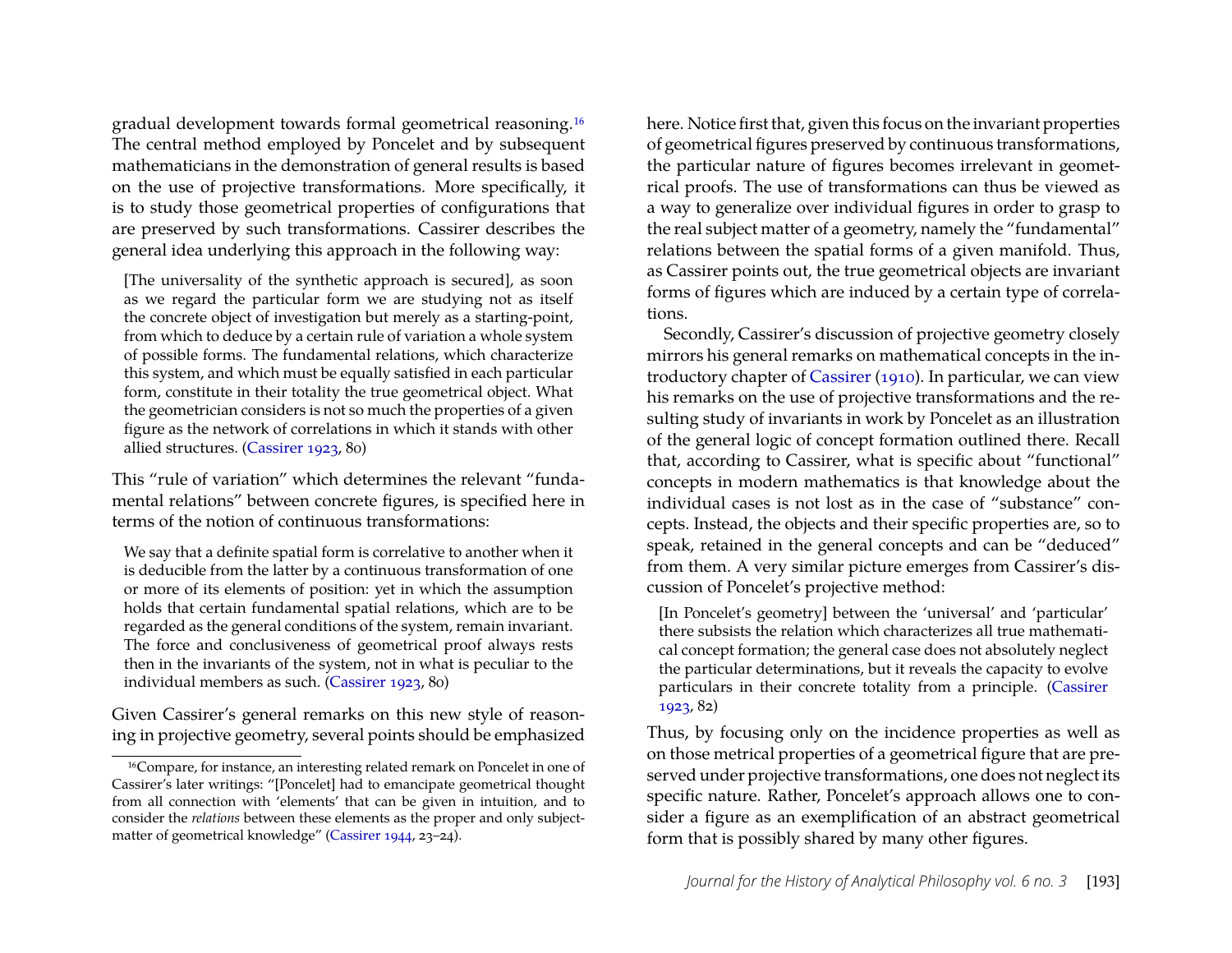gradual development towards formal geometrical reasoning.[16] The central method employed by Poncelet and by subsequent mathematicians in the demonstration of general results is based on the use of projective transformations. More specifically, it is to study those geometrical properties of configurations that are preserved by such transformations. Cassirer describes the general idea underlying this approach in the following way:

> [The universality of the synthetic approach is secured], as soon as we regard the particular form we are studying not as itself the concrete object of investigation but merely as a starting-point, from which to deduce by a certain rule of variation a whole system of possible forms. The fundamental relations, which characterize this system, and which must be equally satisfied in each particular form, constitute in their totality the true geometrical object. What the geometrician considers is not so much the properties of a given figure as the network of correlations in which it stands with other allied structures. (Cassirer 1923, 80)

This "rule of variation" which determines the relevant "fundamental relations" between concrete figures, is specified here in terms of the notion of continuous transformations:

> We say that a definite spatial form is correlative to another when it is deducible from the latter by a continuous transformation of one or more of its elements of position: yet in which the assumption holds that certain fundamental spatial relations, which are to be regarded as the general conditions of the system, remain invariant. The force and conclusiveness of geometrical proof always rests then in the invariants of the system, not in what is peculiar to the individual members as such. (Cassirer 1923, 80)

Given Cassirer's general remarks on this new style of reasoning in projective geometry, several points should be emphasized here. Notice first that, given this focus on the invariant properties of geometrical figures preserved by continuous transformations, the particular nature of figures becomes irrelevant in geometrical proofs. The use of transformations can thus be viewed as a way to generalize over individual figures in order to grasp to the real subject matter of a geometry, namely the "fundamental" relations between the spatial forms of a given manifold. Thus, as Cassirer points out, the true geometrical objects are invariant forms of figures which are induced by a certain type of correlations.

Secondly, Cassirer's discussion of projective geometry closely mirrors his general remarks on mathematical concepts in the introductory chapter of Cassirer (1910). In particular, we can view his remarks on the use of projective transformations and the resulting study of invariants in work by Poncelet as an illustration of the general logic of concept formation outlined there. Recall that, according to Cassirer, what is specific about "functional" concepts in modern mathematics is that knowledge about the individual cases is not lost as in the case of "substance" concepts. Instead, the objects and their specific properties are, so to speak, retained in the general concepts and can be "deduced" from them. A very similar picture emerges from Cassirer's discussion of Poncelet's projective method:

> [In Poncelet's geometry] between the 'universal' and 'particular' there subsists the relation which characterizes all true mathematical concept formation; the general case does not absolutely neglect the particular determinations, but it reveals the capacity to evolve particulars in their concrete totality from a principle. (Cassirer 1923, 82)

Thus, by focusing only on the incidence properties as well as on those metrical properties of a geometrical figure that are preserved under projective transformations, one does not neglect its specific nature. Rather, Poncelet's approach allows one to consider a figure as an exemplification of an abstract geometrical form that is possibly shared by many other figures.

---

[16] Compare, for instance, an interesting related remark on Poncelet in one of Cassirer's later writings: "[Poncelet] had to emancipate geometrical thought from all connection with 'elements' that can be given in intuition, and to consider the *relations* between these elements as the proper and only subject-matter of geometrical knowledge" (Cassirer 1944, 23–24).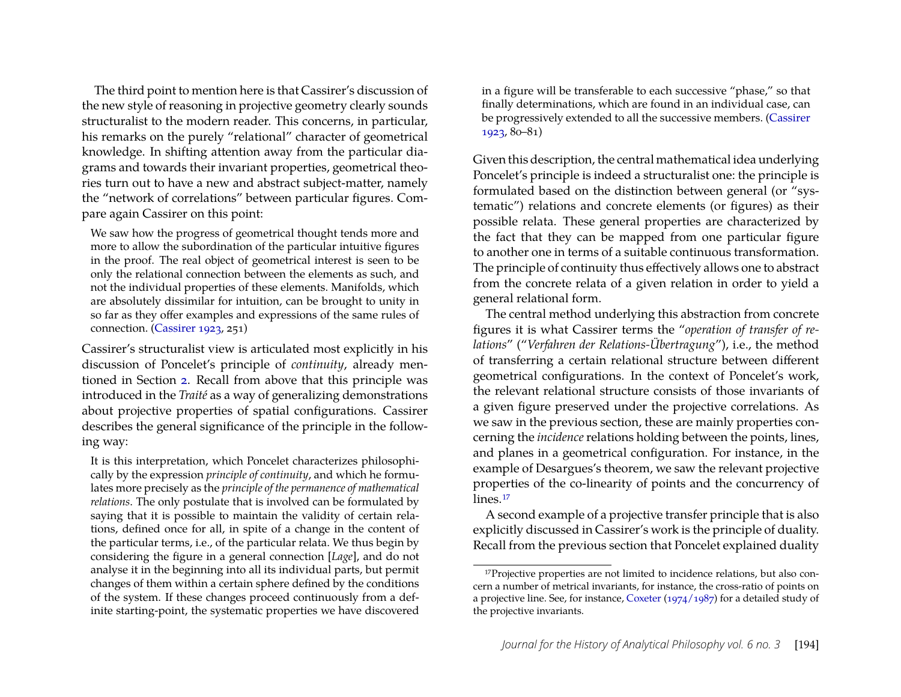The third point to mention here is that Cassirer's discussion of the new style of reasoning in projective geometry clearly sounds structuralist to the modern reader. This concerns, in particular, his remarks on the purely "relational" character of geometrical knowledge. In shifting attention away from the particular diagrams and towards their invariant properties, geometrical theories turn out to have a new and abstract subject-matter, namely the "network of correlations" between particular figures. Compare again Cassirer on this point:

> We saw how the progress of geometrical thought tends more and more to allow the subordination of the particular intuitive figures in the proof. The real object of geometrical interest is seen to be only the relational connection between the elements as such, and not the individual properties of these elements. Manifolds, which are absolutely dissimilar for intuition, can be brought to unity in so far as they offer examples and expressions of the same rules of connection. (Cassirer 1923, 251)

Cassirer's structuralist view is articulated most explicitly in his discussion of Poncelet's principle of *continuity*, already mentioned in Section 2. Recall from above that this principle was introduced in the *Traité* as a way of generalizing demonstrations about projective properties of spatial configurations. Cassirer describes the general significance of the principle in the following way:

> It is this interpretation, which Poncelet characterizes philosophically by the expression *principle of continuity*, and which he formulates more precisely as the *principle of the permanence of mathematical relations*. The only postulate that is involved can be formulated by saying that it is possible to maintain the validity of certain relations, defined once for all, in spite of a change in the content of the particular terms, i.e., of the particular relata. We thus begin by considering the figure in a general connection [*Lage*], and do not analyse it in the beginning into all its individual parts, but permit changes of them within a certain sphere defined by the conditions of the system. If these changes proceed continuously from a definite starting-point, the systematic properties we have discovered in a figure will be transferable to each successive "phase," so that finally determinations, which are found in an individual case, can be progressively extended to all the successive members. (Cassirer 1923, 80–81)

Given this description, the central mathematical idea underlying Poncelet's principle is indeed a structuralist one: the principle is formulated based on the distinction between general (or "systematic") relations and concrete elements (or figures) as their possible relata. These general properties are characterized by the fact that they can be mapped from one particular figure to another one in terms of a suitable continuous transformation. The principle of continuity thus effectively allows one to abstract from the concrete relata of a given relation in order to yield a general relational form.

The central method underlying this abstraction from concrete figures it is what Cassirer terms the "*operation of transfer of relations*" ("*Verfahren der Relations-Übertragung*"), i.e., the method of transferring a certain relational structure between different geometrical configurations. In the context of Poncelet's work, the relevant relational structure consists of those invariants of a given figure preserved under the projective correlations. As we saw in the previous section, these are mainly properties concerning the *incidence* relations holding between the points, lines, and planes in a geometrical configuration. For instance, in the example of Desargues's theorem, we saw the relevant projective properties of the co-linearity of points and the concurrency of lines.[17]

A second example of a projective transfer principle that is also explicitly discussed in Cassirer's work is the principle of duality. Recall from the previous section that Poncelet explained duality

[17] Projective properties are not limited to incidence relations, but also concern a number of metrical invariants, for instance, the cross-ratio of points on a projective line. See, for instance, Coxeter (1974/1987) for a detailed study of the projective invariants.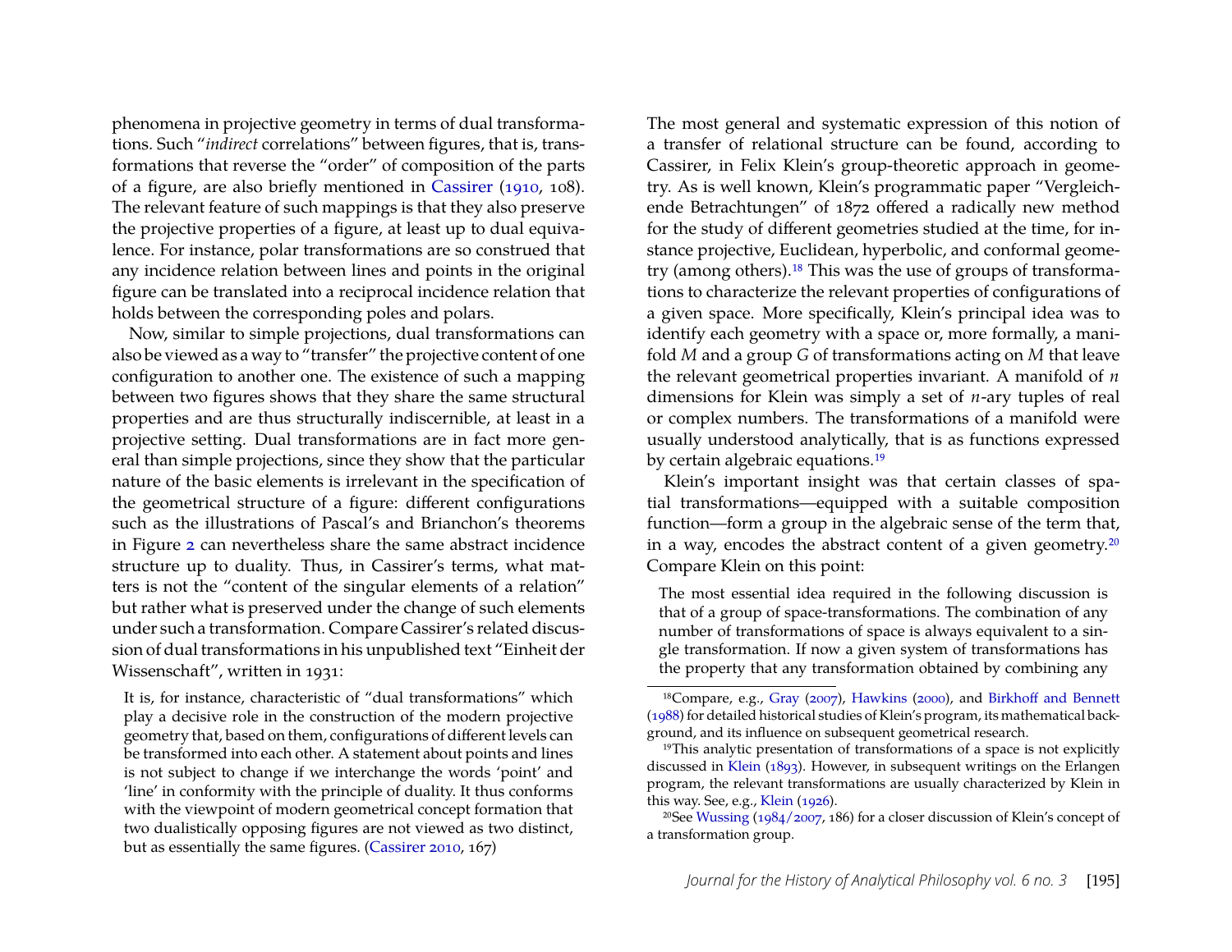phenomena in projective geometry in terms of dual transformations. Such "*indirect* correlations" between figures, that is, transformations that reverse the "order" of composition of the parts of a figure, are also briefly mentioned in Cassirer (1910, 108). The relevant feature of such mappings is that they also preserve the projective properties of a figure, at least up to dual equivalence. For instance, polar transformations are so construed that any incidence relation between lines and points in the original figure can be translated into a reciprocal incidence relation that holds between the corresponding poles and polars.

Now, similar to simple projections, dual transformations can also be viewed as a way to "transfer" the projective content of one configuration to another one. The existence of such a mapping between two figures shows that they share the same structural properties and are thus structurally indiscernible, at least in a projective setting. Dual transformations are in fact more general than simple projections, since they show that the particular nature of the basic elements is irrelevant in the specification of the geometrical structure of a figure: different configurations such as the illustrations of Pascal's and Brianchon's theorems in Figure 2 can nevertheless share the same abstract incidence structure up to duality. Thus, in Cassirer's terms, what matters is not the "content of the singular elements of a relation" but rather what is preserved under the change of such elements under such a transformation. Compare Cassirer's related discussion of dual transformations in his unpublished text "Einheit der Wissenschaft", written in 1931:

> It is, for instance, characteristic of "dual transformations" which play a decisive role in the construction of the modern projective geometry that, based on them, configurations of different levels can be transformed into each other. A statement about points and lines is not subject to change if we interchange the words 'point' and 'line' in conformity with the principle of duality. It thus conforms with the viewpoint of modern geometrical concept formation that two dualistically opposing figures are not viewed as two distinct, but as essentially the same figures. (Cassirer 2010, 167)

The most general and systematic expression of this notion of a transfer of relational structure can be found, according to Cassirer, in Felix Klein's group-theoretic approach in geometry. As is well known, Klein's programmatic paper "Vergleichende Betrachtungen" of 1872 offered a radically new method for the study of different geometries studied at the time, for instance projective, Euclidean, hyperbolic, and conformal geometry (among others).[18] This was the use of groups of transformations to characterize the relevant properties of configurations of a given space. More specifically, Klein's principal idea was to identify each geometry with a space or, more formally, a manifold $M$ and a group $G$ of transformations acting on $M$ that leave the relevant geometrical properties invariant. A manifold of $n$ dimensions for Klein was simply a set of $n$-ary tuples of real or complex numbers. The transformations of a manifold were usually understood analytically, that is as functions expressed by certain algebraic equations.[19]

Klein's important insight was that certain classes of spatial transformations—equipped with a suitable composition function—form a group in the algebraic sense of the term that, in a way, encodes the abstract content of a given geometry.[20] Compare Klein on this point:

> The most essential idea required in the following discussion is that of a group of space-transformations. The combination of any number of transformations of space is always equivalent to a single transformation. If now a given system of transformations has the property that any transformation obtained by combining any

[18] Compare, e.g., Gray (2007), Hawkins (2000), and Birkhoff and Bennett (1988) for detailed historical studies of Klein's program, its mathematical background, and its influence on subsequent geometrical research.

[19] This analytic presentation of transformations of a space is not explicitly discussed in Klein (1893). However, in subsequent writings on the Erlangen program, the relevant transformations are usually characterized by Klein in this way. See, e.g., Klein (1926).

[20] See Wussing (1984/2007, 186) for a closer discussion of Klein's concept of a transformation group.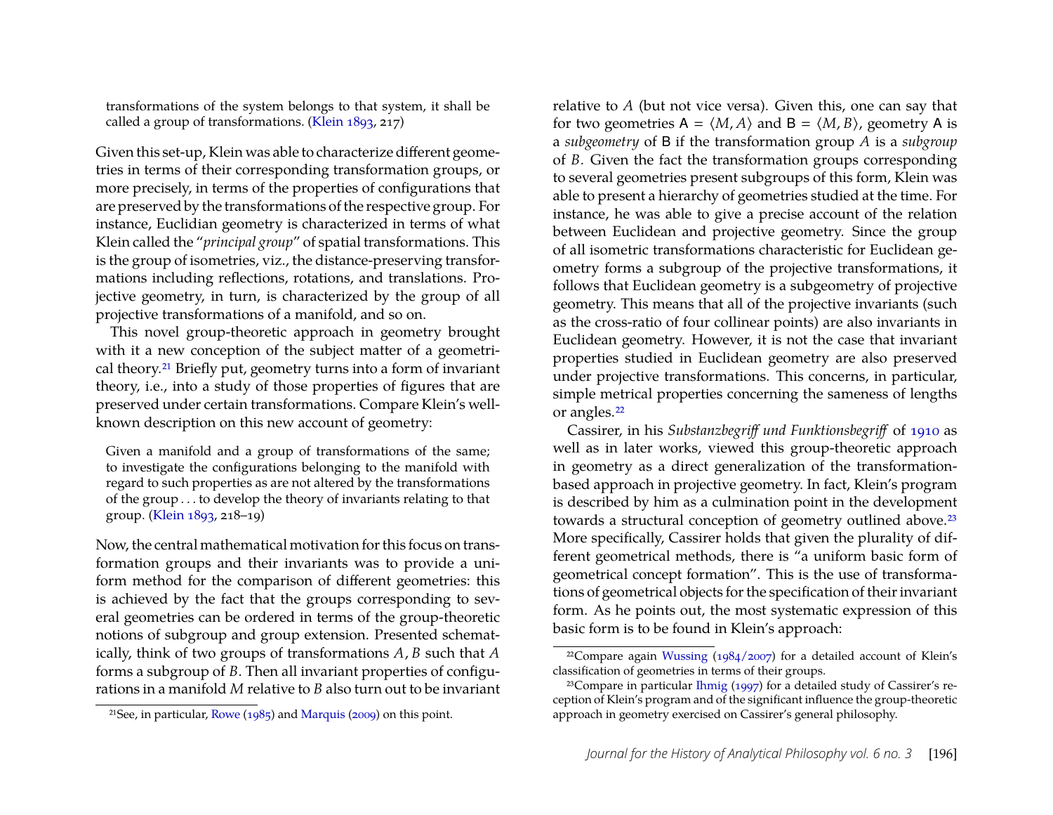> transformations of the system belongs to that system, it shall be called a group of transformations. (Klein 1893, 217)

Given this set-up, Klein was able to characterize different geometries in terms of their corresponding transformation groups, or more precisely, in terms of the properties of configurations that are preserved by the transformations of the respective group. For instance, Euclidian geometry is characterized in terms of what Klein called the "*principal group*" of spatial transformations. This is the group of isometries, viz., the distance-preserving transformations including reflections, rotations, and translations. Projective geometry, in turn, is characterized by the group of all projective transformations of a manifold, and so on.

This novel group-theoretic approach in geometry brought with it a new conception of the subject matter of a geometrical theory.[21] Briefly put, geometry turns into a form of invariant theory, i.e., into a study of those properties of figures that are preserved under certain transformations. Compare Klein's well-known description on this new account of geometry:

> Given a manifold and a group of transformations of the same; to investigate the configurations belonging to the manifold with regard to such properties as are not altered by the transformations of the group . . . to develop the theory of invariants relating to that group. (Klein 1893, 218–19)

Now, the central mathematical motivation for this focus on transformation groups and their invariants was to provide a uniform method for the comparison of different geometries: this is achieved by the fact that the groups corresponding to several geometries can be ordered in terms of the group-theoretic notions of subgroup and group extension. Presented schematically, think of two groups of transformations $A, B$ such that $A$ forms a subgroup of $B$. Then all invariant properties of configurations in a manifold $M$ relative to $B$ also turn out to be invariant relative to $A$ (but not vice versa). Given this, one can say that for two geometries $\mathsf{A} = \langle M, A\rangle$ and $\mathsf{B} = \langle M, B\rangle$, geometry $\mathsf{A}$ is a *subgeometry* of $\mathsf{B}$ if the transformation group $A$ is a *subgroup* of $B$. Given the fact the transformation groups corresponding to several geometries present subgroups of this form, Klein was able to present a hierarchy of geometries studied at the time. For instance, he was able to give a precise account of the relation between Euclidean and projective geometry. Since the group of all isometric transformations characteristic for Euclidean geometry forms a subgroup of the projective transformations, it follows that Euclidean geometry is a subgeometry of projective geometry. This means that all of the projective invariants (such as the cross-ratio of four collinear points) are also invariants in Euclidean geometry. However, it is not the case that invariant properties studied in Euclidean geometry are also preserved under projective transformations. This concerns, in particular, simple metrical properties concerning the sameness of lengths or angles.[22]

Cassirer, in his *Substanzbegriff und Funktionsbegriff* of 1910 as well as in later works, viewed this group-theoretic approach in geometry as a direct generalization of the transformation-based approach in projective geometry. In fact, Klein's program is described by him as a culmination point in the development towards a structural conception of geometry outlined above.[23] More specifically, Cassirer holds that given the plurality of different geometrical methods, there is "a uniform basic form of geometrical concept formation". This is the use of transformations of geometrical objects for the specification of their invariant form. As he points out, the most systematic expression of this basic form is to be found in Klein's approach:

---

[21] See, in particular, Rowe (1985) and Marquis (2009) on this point.

[22] Compare again Wussing (1984/2007) for a detailed account of Klein's classification of geometries in terms of their groups.

[23] Compare in particular Ihmig (1997) for a detailed study of Cassirer's reception of Klein's program and of the significant influence the group-theoretic approach in geometry exercised on Cassirer's general philosophy.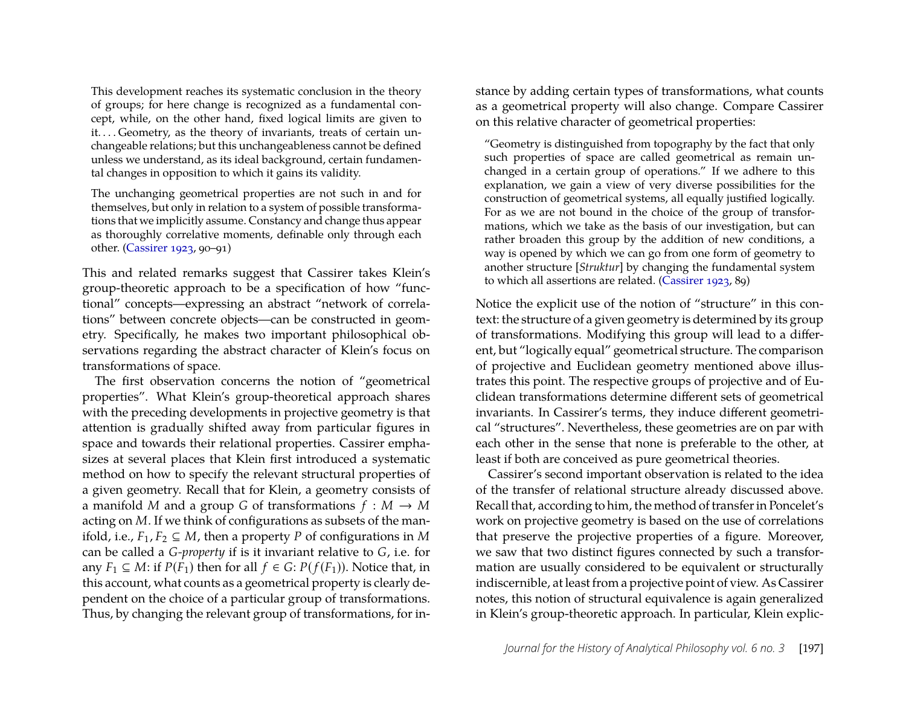> This development reaches its systematic conclusion in the theory of groups; for here change is recognized as a fundamental concept, while, on the other hand, fixed logical limits are given to it. . . . Geometry, as the theory of invariants, treats of certain unchangeable relations; but this unchangeableness cannot be defined unless we understand, as its ideal background, certain fundamental changes in opposition to which it gains its validity.
>
> The unchanging geometrical properties are not such in and for themselves, but only in relation to a system of possible transformations that we implicitly assume. Constancy and change thus appear as thoroughly correlative moments, definable only through each other. (Cassirer 1923, 90–91)

This and related remarks suggest that Cassirer takes Klein's group-theoretic approach to be a specification of how "functional" concepts—expressing an abstract "network of correlations" between concrete objects—can be constructed in geometry. Specifically, he makes two important philosophical observations regarding the abstract character of Klein's focus on transformations of space.

The first observation concerns the notion of "geometrical properties". What Klein's group-theoretical approach shares with the preceding developments in projective geometry is that attention is gradually shifted away from particular figures in space and towards their relational properties. Cassirer emphasizes at several places that Klein first introduced a systematic method on how to specify the relevant structural properties of a given geometry. Recall that for Klein, a geometry consists of a manifold $M$ and a group $G$ of transformations $f : M \to M$ acting on $M$. If we think of configurations as subsets of the manifold, i.e., $F_1, F_2 \subseteq M$, then a property $P$ of configurations in $M$ can be called a *G-property* if is it invariant relative to $G$, i.e. for any $F_1 \subseteq M$: if $P(F_1)$ then for all $f \in G$: $P(f(F_1))$. Notice that, in this account, what counts as a geometrical property is clearly dependent on the choice of a particular group of transformations. Thus, by changing the relevant group of transformations, for instance by adding certain types of transformations, what counts as a geometrical property will also change. Compare Cassirer on this relative character of geometrical properties:

> "Geometry is distinguished from topography by the fact that only such properties of space are called geometrical as remain unchanged in a certain group of operations." If we adhere to this explanation, we gain a view of very diverse possibilities for the construction of geometrical systems, all equally justified logically. For as we are not bound in the choice of the group of transformations, which we take as the basis of our investigation, but can rather broaden this group by the addition of new conditions, a way is opened by which we can go from one form of geometry to another structure [*Struktur*] by changing the fundamental system to which all assertions are related. (Cassirer 1923, 89)

Notice the explicit use of the notion of "structure" in this context: the structure of a given geometry is determined by its group of transformations. Modifying this group will lead to a different, but "logically equal" geometrical structure. The comparison of projective and Euclidean geometry mentioned above illustrates this point. The respective groups of projective and of Euclidean transformations determine different sets of geometrical invariants. In Cassirer's terms, they induce different geometrical "structures". Nevertheless, these geometries are on par with each other in the sense that none is preferable to the other, at least if both are conceived as pure geometrical theories.

Cassirer's second important observation is related to the idea of the transfer of relational structure already discussed above. Recall that, according to him, the method of transfer in Poncelet's work on projective geometry is based on the use of correlations that preserve the projective properties of a figure. Moreover, we saw that two distinct figures connected by such a transformation are usually considered to be equivalent or structurally indiscernible, at least from a projective point of view. As Cassirer notes, this notion of structural equivalence is again generalized in Klein's group-theoretic approach. In particular, Klein explic-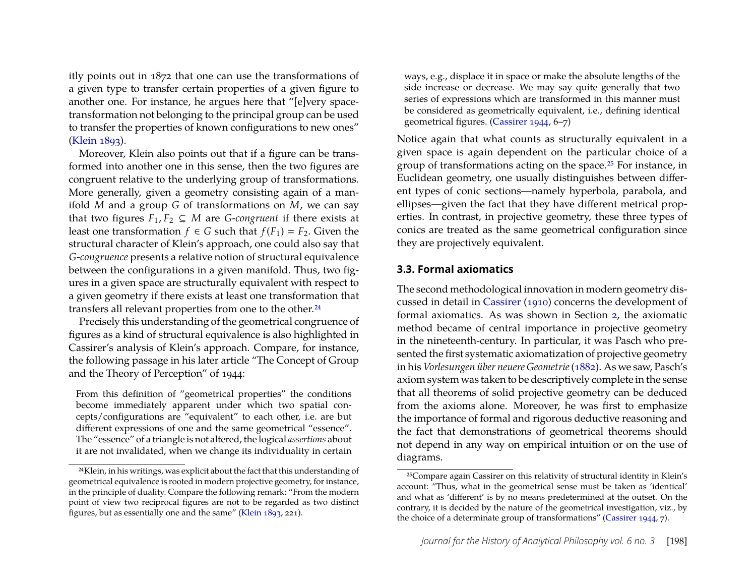itly points out in 1872 that one can use the transformations of a given type to transfer certain properties of a given figure to another one. For instance, he argues here that "[e]very space-transformation not belonging to the principal group can be used to transfer the properties of known configurations to new ones" (Klein 1893).

Moreover, Klein also points out that if a figure can be transformed into another one in this sense, then the two figures are congruent relative to the underlying group of transformations. More generally, given a geometry consisting again of a manifold $M$ and a group $G$ of transformations on $M$, we can say that two figures $F_1, F_2 \subseteq M$ are *G-congruent* if there exists at least one transformation $f \in G$ such that $f(F_1) = F_2$. Given the structural character of Klein's approach, one could also say that *G-congruence* presents a relative notion of structural equivalence between the configurations in a given manifold. Thus, two figures in a given space are structurally equivalent with respect to a given geometry if there exists at least one transformation that transfers all relevant properties from one to the other.[24]

Precisely this understanding of the geometrical congruence of figures as a kind of structural equivalence is also highlighted in Cassirer's analysis of Klein's approach. Compare, for instance, the following passage in his later article "The Concept of Group and the Theory of Perception" of 1944:

> From this definition of "geometrical properties" the conditions become immediately apparent under which two spatial concepts/configurations are "equivalent" to each other, i.e. are but different expressions of one and the same geometrical "essence". The "essence" of a triangle is not altered, the logical *assertions* about it are not invalidated, when we change its individuality in certain ways, e.g., displace it in space or make the absolute lengths of the side increase or decrease. We may say quite generally that two series of expressions which are transformed in this manner must be considered as geometrically equivalent, i.e., defining identical geometrical figures. (Cassirer 1944, 6–7)

Notice again that what counts as structurally equivalent in a given space is again dependent on the particular choice of a group of transformations acting on the space.[25] For instance, in Euclidean geometry, one usually distinguishes between different types of conic sections—namely hyperbola, parabola, and ellipses—given the fact that they have different metrical properties. In contrast, in projective geometry, these three types of conics are treated as the same geometrical configuration since they are projectively equivalent.

### 3.3. Formal axiomatics

The second methodological innovation in modern geometry discussed in detail in Cassirer (1910) concerns the development of formal axiomatics. As was shown in Section 2, the axiomatic method became of central importance in projective geometry in the nineteenth-century. In particular, it was Pasch who presented the first systematic axiomatization of projective geometry in his *Vorlesungen über neuere Geometrie* (1882). As we saw, Pasch's axiom system was taken to be descriptively complete in the sense that all theorems of solid projective geometry can be deduced from the axioms alone. Moreover, he was first to emphasize the importance of formal and rigorous deductive reasoning and the fact that demonstrations of geometrical theorems should not depend in any way on empirical intuition or on the use of diagrams.

---

[24] Klein, in his writings, was explicit about the fact that this understanding of geometrical equivalence is rooted in modern projective geometry, for instance, in the principle of duality. Compare the following remark: "From the modern point of view two reciprocal figures are not to be regarded as two distinct figures, but as essentially one and the same" (Klein 1893, 221).

[25] Compare again Cassirer on this relativity of structural identity in Klein's account: "Thus, what in the geometrical sense must be taken as 'identical' and what as 'different' is by no means predetermined at the outset. On the contrary, it is decided by the nature of the geometrical investigation, viz., by the choice of a determinate group of transformations" (Cassirer 1944, 7).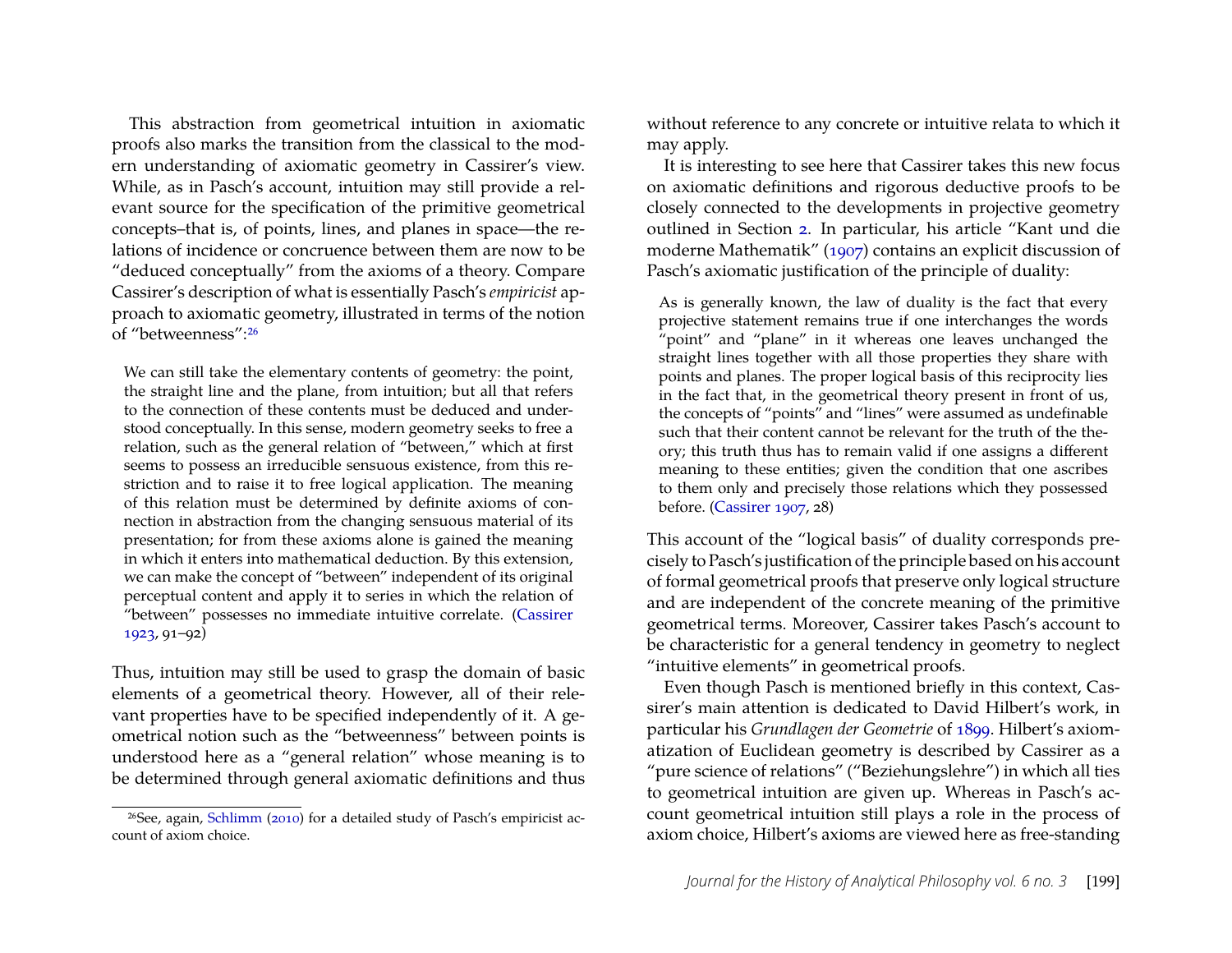This abstraction from geometrical intuition in axiomatic proofs also marks the transition from the classical to the modern understanding of axiomatic geometry in Cassirer's view. While, as in Pasch's account, intuition may still provide a relevant source for the specification of the primitive geometrical concepts–that is, of points, lines, and planes in space—the relations of incidence or concruence between them are now to be "deduced conceptually" from the axioms of a theory. Compare Cassirer's description of what is essentially Pasch's *empiricist* approach to axiomatic geometry, illustrated in terms of the notion of "betweenness":[26]

> We can still take the elementary contents of geometry: the point, the straight line and the plane, from intuition; but all that refers to the connection of these contents must be deduced and understood conceptually. In this sense, modern geometry seeks to free a relation, such as the general relation of "between," which at first seems to possess an irreducible sensuous existence, from this restriction and to raise it to free logical application. The meaning of this relation must be determined by definite axioms of connection in abstraction from the changing sensuous material of its presentation; for from these axioms alone is gained the meaning in which it enters into mathematical deduction. By this extension, we can make the concept of "between" independent of its original perceptual content and apply it to series in which the relation of "between" possesses no immediate intuitive correlate. (Cassirer 1923, 91–92)

Thus, intuition may still be used to grasp the domain of basic elements of a geometrical theory. However, all of their relevant properties have to be specified independently of it. A geometrical notion such as the "betweenness" between points is understood here as a "general relation" whose meaning is to be determined through general axiomatic definitions and thus without reference to any concrete or intuitive relata to which it may apply.

It is interesting to see here that Cassirer takes this new focus on axiomatic definitions and rigorous deductive proofs to be closely connected to the developments in projective geometry outlined in Section 2. In particular, his article "Kant und die moderne Mathematik" (1907) contains an explicit discussion of Pasch's axiomatic justification of the principle of duality:

> As is generally known, the law of duality is the fact that every projective statement remains true if one interchanges the words "point" and "plane" in it whereas one leaves unchanged the straight lines together with all those properties they share with points and planes. The proper logical basis of this reciprocity lies in the fact that, in the geometrical theory present in front of us, the concepts of "points" and "lines" were assumed as undefinable such that their content cannot be relevant for the truth of the theory; this truth thus has to remain valid if one assigns a different meaning to these entities; given the condition that one ascribes to them only and precisely those relations which they possessed before. (Cassirer 1907, 28)

This account of the "logical basis" of duality corresponds precisely to Pasch's justification of the principle based on his account of formal geometrical proofs that preserve only logical structure and are independent of the concrete meaning of the primitive geometrical terms. Moreover, Cassirer takes Pasch's account to be characteristic for a general tendency in geometry to neglect "intuitive elements" in geometrical proofs.

Even though Pasch is mentioned briefly in this context, Cassirer's main attention is dedicated to David Hilbert's work, in particular his *Grundlagen der Geometrie* of 1899. Hilbert's axiomatization of Euclidean geometry is described by Cassirer as a "pure science of relations" ("Beziehungslehre") in which all ties to geometrical intuition are given up. Whereas in Pasch's account geometrical intuition still plays a role in the process of axiom choice, Hilbert's axioms are viewed here as free-standing

[26] See, again, Schlimm (2010) for a detailed study of Pasch's empiricist account of axiom choice.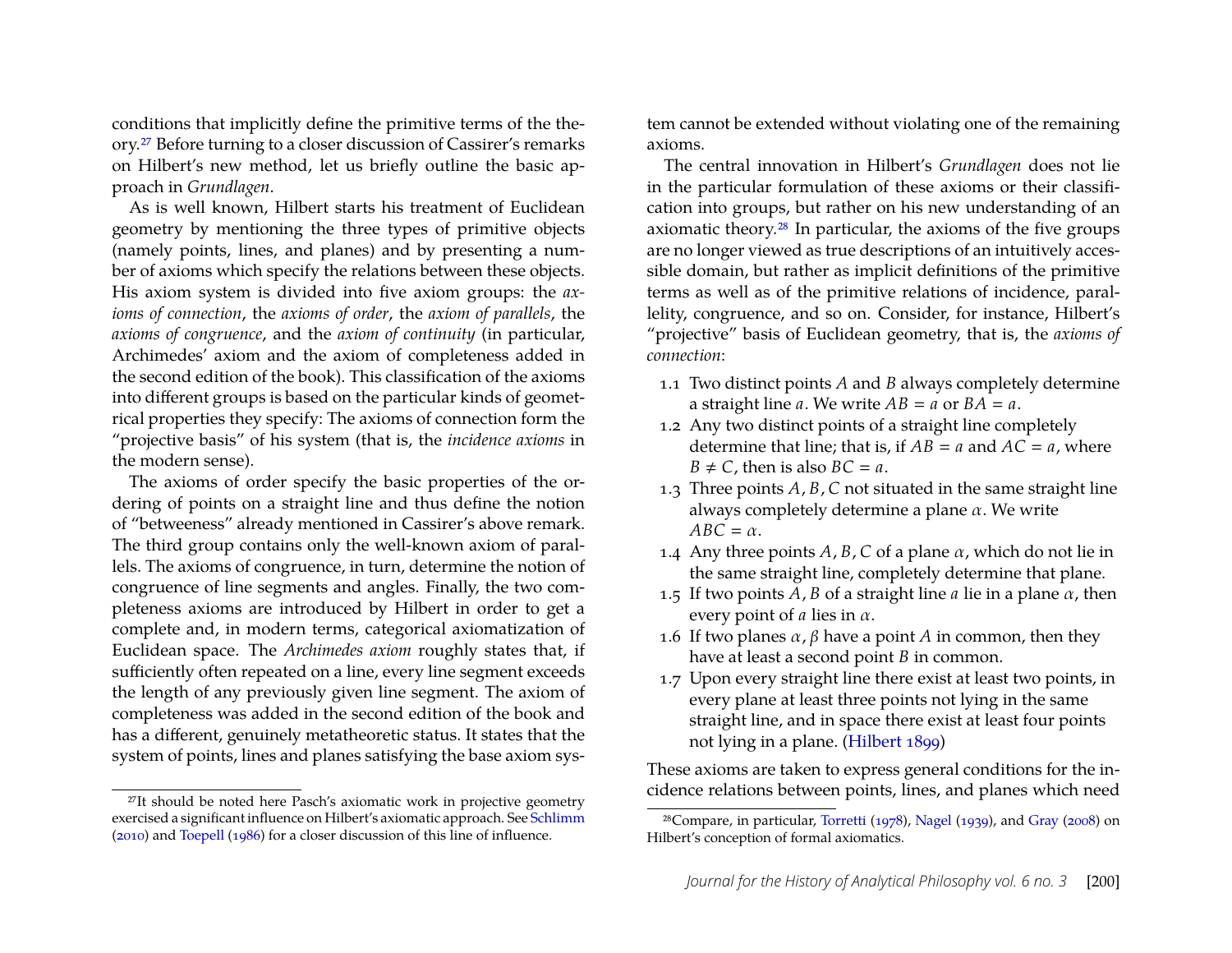conditions that implicitly define the primitive terms of the theory.[27] Before turning to a closer discussion of Cassirer's remarks on Hilbert's new method, let us briefly outline the basic approach in *Grundlagen*.

As is well known, Hilbert starts his treatment of Euclidean geometry by mentioning the three types of primitive objects (namely points, lines, and planes) and by presenting a number of axioms which specify the relations between these objects. His axiom system is divided into five axiom groups: the *axioms of connection*, the *axioms of order*, the *axiom of parallels*, the *axioms of congruence*, and the *axiom of continuity* (in particular, Archimedes' axiom and the axiom of completeness added in the second edition of the book). This classification of the axioms into different groups is based on the particular kinds of geometrical properties they specify: The axioms of connection form the "projective basis" of his system (that is, the *incidence axioms* in the modern sense).

The axioms of order specify the basic properties of the ordering of points on a straight line and thus define the notion of "betweeness" already mentioned in Cassirer's above remark. The third group contains only the well-known axiom of parallels. The axioms of congruence, in turn, determine the notion of congruence of line segments and angles. Finally, the two completeness axioms are introduced by Hilbert in order to get a complete and, in modern terms, categorical axiomatization of Euclidean space. The *Archimedes axiom* roughly states that, if sufficiently often repeated on a line, every line segment exceeds the length of any previously given line segment. The axiom of completeness was added in the second edition of the book and has a different, genuinely metatheoretic status. It states that the system of points, lines and planes satisfying the base axiom system cannot be extended without violating one of the remaining axioms.

The central innovation in Hilbert's *Grundlagen* does not lie in the particular formulation of these axioms or their classification into groups, but rather on his new understanding of an axiomatic theory.[28] In particular, the axioms of the five groups are no longer viewed as true descriptions of an intuitively accessible domain, but rather as implicit definitions of the primitive terms as well as of the primitive relations of incidence, parallelity, congruence, and so on. Consider, for instance, Hilbert's "projective" basis of Euclidean geometry, that is, the *axioms of connection*:

1.1 Two distinct points $A$ and $B$ always completely determine a straight line $a$. We write $AB = a$ or $BA = a$.
1.2 Any two distinct points of a straight line completely determine that line; that is, if $AB = a$ and $AC = a$, where $B \neq C$, then is also $BC = a$.
1.3 Three points $A, B, C$ not situated in the same straight line always completely determine a plane $\alpha$. We write $ABC = \alpha$.
1.4 Any three points $A, B, C$ of a plane $\alpha$, which do not lie in the same straight line, completely determine that plane.
1.5 If two points $A, B$ of a straight line $a$ lie in a plane $\alpha$, then every point of $a$ lies in $\alpha$.
1.6 If two planes $\alpha, \beta$ have a point $A$ in common, then they have at least a second point $B$ in common.
1.7 Upon every straight line there exist at least two points, in every plane at least three points not lying in the same straight line, and in space there exist at least four points not lying in a plane. (Hilbert 1899)

These axioms are taken to express general conditions for the incidence relations between points, lines, and planes which need

[27] It should be noted here Pasch's axiomatic work in projective geometry exercised a significant influence on Hilbert's axiomatic approach. See Schlimm (2010) and Toepell (1986) for a closer discussion of this line of influence.

[28] Compare, in particular, Torretti (1978), Nagel (1939), and Gray (2008) on Hilbert's conception of formal axiomatics.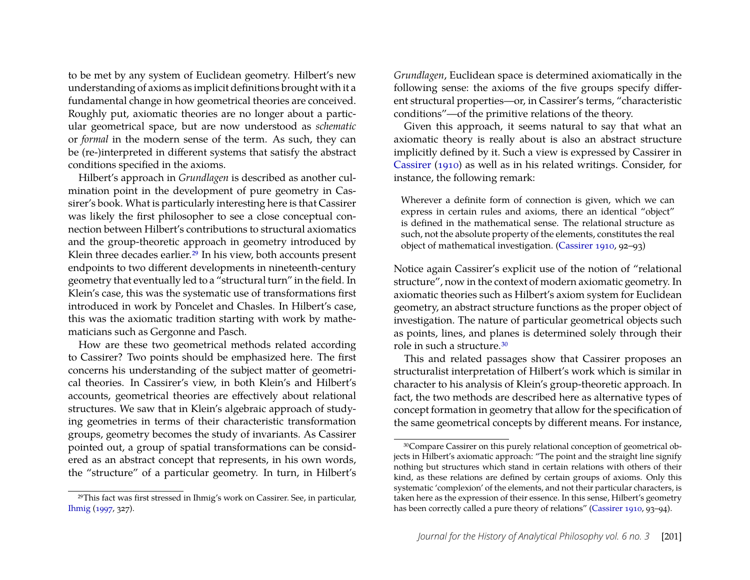to be met by any system of Euclidean geometry. Hilbert's new understanding of axioms as implicit definitions brought with it a fundamental change in how geometrical theories are conceived. Roughly put, axiomatic theories are no longer about a particular geometrical space, but are now understood as *schematic* or *formal* in the modern sense of the term. As such, they can be (re-)interpreted in different systems that satisfy the abstract conditions specified in the axioms.

Hilbert's approach in *Grundlagen* is described as another culmination point in the development of pure geometry in Cassirer's book. What is particularly interesting here is that Cassirer was likely the first philosopher to see a close conceptual connection between Hilbert's contributions to structural axiomatics and the group-theoretic approach in geometry introduced by Klein three decades earlier.[29] In his view, both accounts present endpoints to two different developments in nineteenth-century geometry that eventually led to a "structural turn" in the field. In Klein's case, this was the systematic use of transformations first introduced in work by Poncelet and Chasles. In Hilbert's case, this was the axiomatic tradition starting with work by mathematicians such as Gergonne and Pasch.

How are these two geometrical methods related according to Cassirer? Two points should be emphasized here. The first concerns his understanding of the subject matter of geometrical theories. In Cassirer's view, in both Klein's and Hilbert's accounts, geometrical theories are effectively about relational structures. We saw that in Klein's algebraic approach of studying geometries in terms of their characteristic transformation groups, geometry becomes the study of invariants. As Cassirer pointed out, a group of spatial transformations can be considered as an abstract concept that represents, in his own words, the "structure" of a particular geometry. In turn, in Hilbert's *Grundlagen*, Euclidean space is determined axiomatically in the following sense: the axioms of the five groups specify different structural properties—or, in Cassirer's terms, "characteristic conditions"—of the primitive relations of the theory.

Given this approach, it seems natural to say that what an axiomatic theory is really about is also an abstract structure implicitly defined by it. Such a view is expressed by Cassirer in Cassirer (1910) as well as in his related writings. Consider, for instance, the following remark:

> Wherever a definite form of connection is given, which we can express in certain rules and axioms, there an identical "object" is defined in the mathematical sense. The relational structure as such, not the absolute property of the elements, constitutes the real object of mathematical investigation. (Cassirer 1910, 92–93)

Notice again Cassirer's explicit use of the notion of "relational structure", now in the context of modern axiomatic geometry. In axiomatic theories such as Hilbert's axiom system for Euclidean geometry, an abstract structure functions as the proper object of investigation. The nature of particular geometrical objects such as points, lines, and planes is determined solely through their role in such a structure.[30]

This and related passages show that Cassirer proposes an structuralist interpretation of Hilbert's work which is similar in character to his analysis of Klein's group-theoretic approach. In fact, the two methods are described here as alternative types of concept formation in geometry that allow for the specification of the same geometrical concepts by different means. For instance,

[29] This fact was first stressed in Ihmig's work on Cassirer. See, in particular, Ihmig (1997, 327).

[30] Compare Cassirer on this purely relational conception of geometrical objects in Hilbert's axiomatic approach: "The point and the straight line signify nothing but structures which stand in certain relations with others of their kind, as these relations are defined by certain groups of axioms. Only this systematic 'complexion' of the elements, and not their particular characters, is taken here as the expression of their essence. In this sense, Hilbert's geometry has been correctly called a pure theory of relations" (Cassirer 1910, 93–94).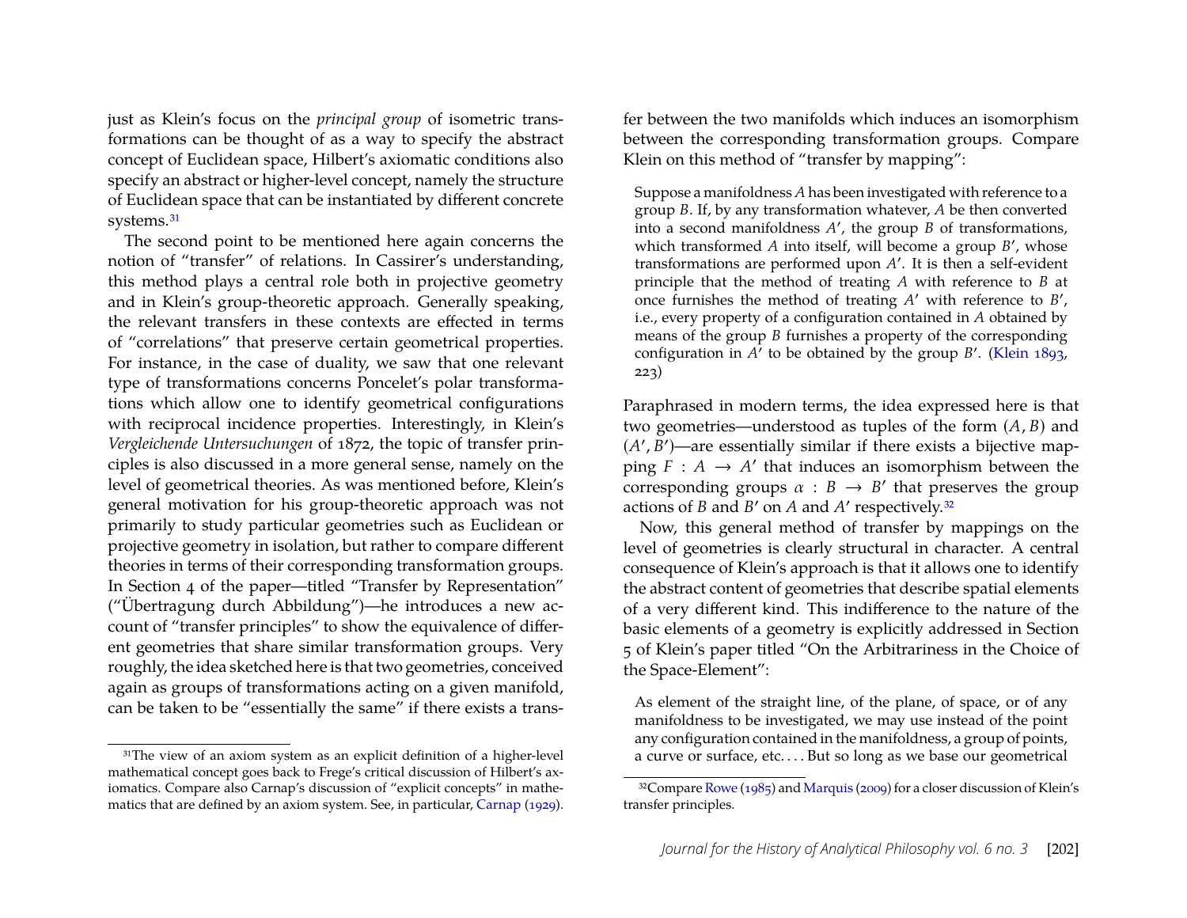just as Klein's focus on the *principal group* of isometric transformations can be thought of as a way to specify the abstract concept of Euclidean space, Hilbert's axiomatic conditions also specify an abstract or higher-level concept, namely the structure of Euclidean space that can be instantiated by different concrete systems.[31]

The second point to be mentioned here again concerns the notion of "transfer" of relations. In Cassirer's understanding, this method plays a central role both in projective geometry and in Klein's group-theoretic approach. Generally speaking, the relevant transfers in these contexts are effected in terms of "correlations" that preserve certain geometrical properties. For instance, in the case of duality, we saw that one relevant type of transformations concerns Poncelet's polar transformations which allow one to identify geometrical configurations with reciprocal incidence properties. Interestingly, in Klein's *Vergleichende Untersuchungen* of 1872, the topic of transfer principles is also discussed in a more general sense, namely on the level of geometrical theories. As was mentioned before, Klein's general motivation for his group-theoretic approach was not primarily to study particular geometries such as Euclidean or projective geometry in isolation, but rather to compare different theories in terms of their corresponding transformation groups. In Section 4 of the paper—titled "Transfer by Representation" ("Übertragung durch Abbildung")—he introduces a new account of "transfer principles" to show the equivalence of different geometries that share similar transformation groups. Very roughly, the idea sketched here is that two geometries, conceived again as groups of transformations acting on a given manifold, can be taken to be "essentially the same" if there exists a transfer between the two manifolds which induces an isomorphism between the corresponding transformation groups. Compare Klein on this method of "transfer by mapping":

> Suppose a manifoldness $A$ has been investigated with reference to a group $B$. If, by any transformation whatever, $A$ be then converted into a second manifoldness $A'$, the group $B$ of transformations, which transformed $A$ into itself, will become a group $B'$, whose transformations are performed upon $A'$. It is then a self-evident principle that the method of treating $A$ with reference to $B$ at once furnishes the method of treating $A'$ with reference to $B'$, i.e., every property of a configuration contained in $A$ obtained by means of the group $B$ furnishes a property of the corresponding configuration in $A'$ to be obtained by the group $B'$. (Klein 1893, 223)

Paraphrased in modern terms, the idea expressed here is that two geometries—understood as tuples of the form $(A, B)$ and $(A', B')$—are essentially similar if there exists a bijective mapping $F : A \to A'$ that induces an isomorphism between the corresponding groups $\alpha : B \to B'$ that preserves the group actions of $B$ and $B'$ on $A$ and $A'$ respectively.[32]

Now, this general method of transfer by mappings on the level of geometries is clearly structural in character. A central consequence of Klein's approach is that it allows one to identify the abstract content of geometries that describe spatial elements of a very different kind. This indifference to the nature of the basic elements of a geometry is explicitly addressed in Section 5 of Klein's paper titled "On the Arbitrariness in the Choice of the Space-Element":

> As element of the straight line, of the plane, of space, or of any manifoldness to be investigated, we may use instead of the point any configuration contained in the manifoldness, a group of points, a curve or surface, etc. . . . But so long as we base our geometrical

[31] The view of an axiom system as an explicit definition of a higher-level mathematical concept goes back to Frege's critical discussion of Hilbert's axiomatics. Compare also Carnap's discussion of "explicit concepts" in mathematics that are defined by an axiom system. See, in particular, Carnap (1929).

[32] Compare Rowe (1985) and Marquis (2009) for a closer discussion of Klein's transfer principles.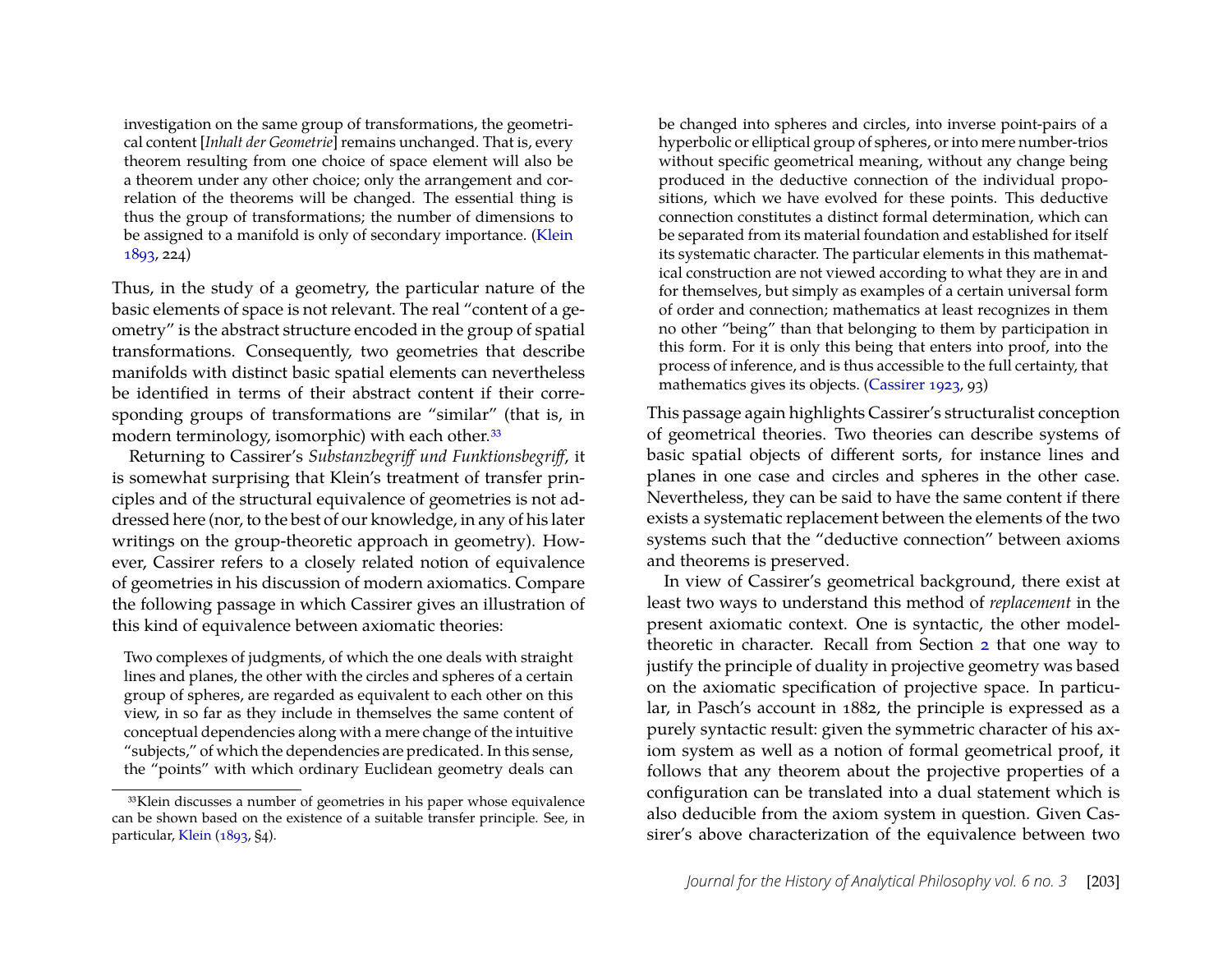> investigation on the same group of transformations, the geometrical content [*Inhalt der Geometrie*] remains unchanged. That is, every theorem resulting from one choice of space element will also be a theorem under any other choice; only the arrangement and correlation of the theorems will be changed. The essential thing is thus the group of transformations; the number of dimensions to be assigned to a manifold is only of secondary importance. (Klein 1893, 224)

Thus, in the study of a geometry, the particular nature of the basic elements of space is not relevant. The real "content of a geometry" is the abstract structure encoded in the group of spatial transformations. Consequently, two geometries that describe manifolds with distinct basic spatial elements can nevertheless be identified in terms of their abstract content if their corresponding groups of transformations are "similar" (that is, in modern terminology, isomorphic) with each other.[33]

Returning to Cassirer's *Substanzbegriff und Funktionsbegriff*, it is somewhat surprising that Klein's treatment of transfer principles and of the structural equivalence of geometries is not addressed here (nor, to the best of our knowledge, in any of his later writings on the group-theoretic approach in geometry). However, Cassirer refers to a closely related notion of equivalence of geometries in his discussion of modern axiomatics. Compare the following passage in which Cassirer gives an illustration of this kind of equivalence between axiomatic theories:

> Two complexes of judgments, of which the one deals with straight lines and planes, the other with the circles and spheres of a certain group of spheres, are regarded as equivalent to each other on this view, in so far as they include in themselves the same content of conceptual dependencies along with a mere change of the intuitive "subjects," of which the dependencies are predicated. In this sense, the "points" with which ordinary Euclidean geometry deals can be changed into spheres and circles, into inverse point-pairs of a hyperbolic or elliptical group of spheres, or into mere number-trios without specific geometrical meaning, without any change being produced in the deductive connection of the individual propositions, which we have evolved for these points. This deductive connection constitutes a distinct formal determination, which can be separated from its material foundation and established for itself its systematic character. The particular elements in this mathematical construction are not viewed according to what they are in and for themselves, but simply as examples of a certain universal form of order and connection; mathematics at least recognizes in them no other "being" than that belonging to them by participation in this form. For it is only this being that enters into proof, into the process of inference, and is thus accessible to the full certainty, that mathematics gives its objects. (Cassirer 1923, 93)

This passage again highlights Cassirer's structuralist conception of geometrical theories. Two theories can describe systems of basic spatial objects of different sorts, for instance lines and planes in one case and circles and spheres in the other case. Nevertheless, they can be said to have the same content if there exists a systematic replacement between the elements of the two systems such that the "deductive connection" between axioms and theorems is preserved.

In view of Cassirer's geometrical background, there exist at least two ways to understand this method of *replacement* in the present axiomatic context. One is syntactic, the other model-theoretic in character. Recall from Section 2 that one way to justify the principle of duality in projective geometry was based on the axiomatic specification of projective space. In particular, in Pasch's account in 1882, the principle is expressed as a purely syntactic result: given the symmetric character of his axiom system as well as a notion of formal geometrical proof, it follows that any theorem about the projective properties of a configuration can be translated into a dual statement which is also deducible from the axiom system in question. Given Cassirer's above characterization of the equivalence between two

[33] Klein discusses a number of geometries in his paper whose equivalence can be shown based on the existence of a suitable transfer principle. See, in particular, Klein (1893, §4).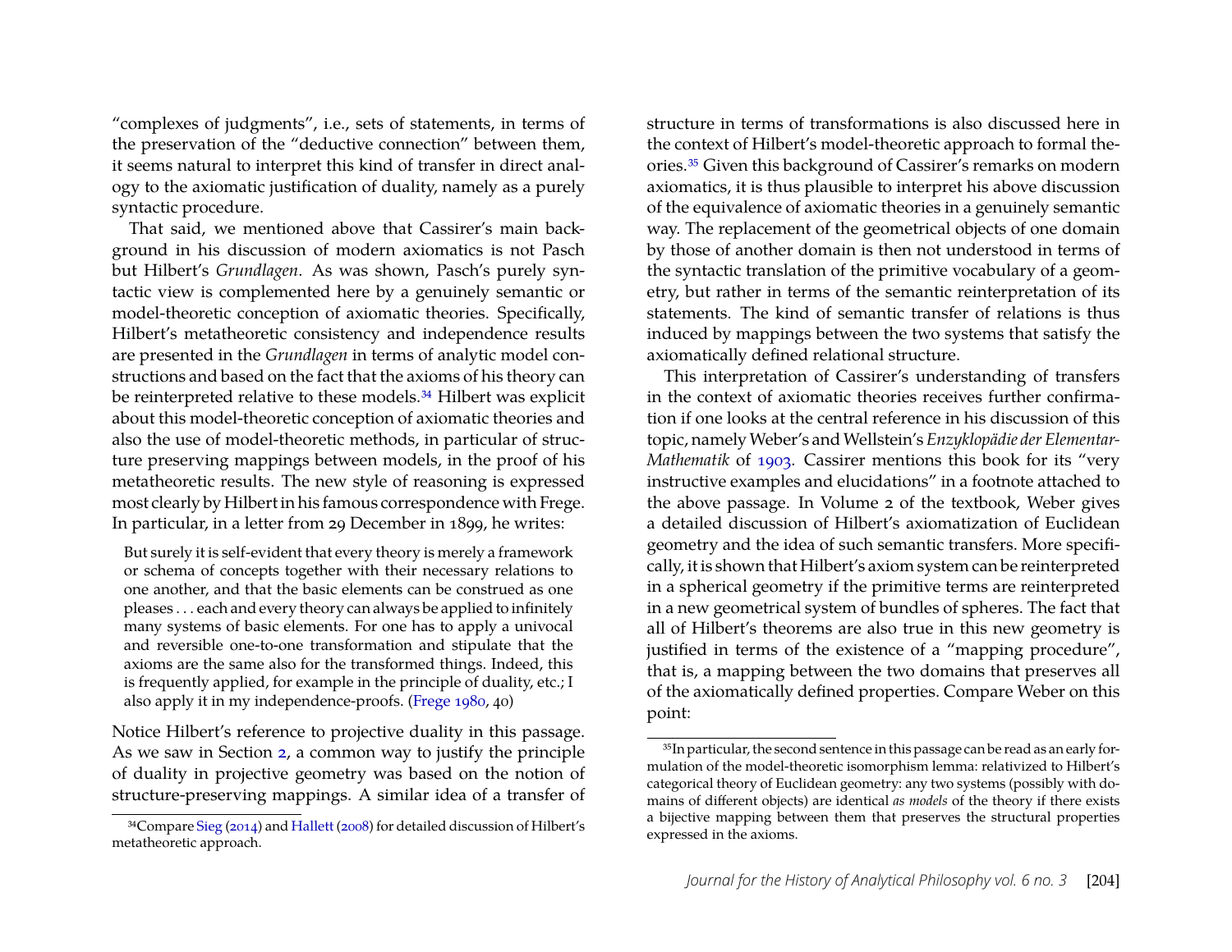"complexes of judgments", i.e., sets of statements, in terms of the preservation of the "deductive connection" between them, it seems natural to interpret this kind of transfer in direct analogy to the axiomatic justification of duality, namely as a purely syntactic procedure.

That said, we mentioned above that Cassirer's main background in his discussion of modern axiomatics is not Pasch but Hilbert's *Grundlagen*. As was shown, Pasch's purely syntactic view is complemented here by a genuinely semantic or model-theoretic conception of axiomatic theories. Specifically, Hilbert's metatheoretic consistency and independence results are presented in the *Grundlagen* in terms of analytic model constructions and based on the fact that the axioms of his theory can be reinterpreted relative to these models.[34] Hilbert was explicit about this model-theoretic conception of axiomatic theories and also the use of model-theoretic methods, in particular of structure preserving mappings between models, in the proof of his metatheoretic results. The new style of reasoning is expressed most clearly by Hilbert in his famous correspondence with Frege. In particular, in a letter from 29 December in 1899, he writes:

> But surely it is self-evident that every theory is merely a framework or schema of concepts together with their necessary relations to one another, and that the basic elements can be construed as one pleases . . . each and every theory can always be applied to infinitely many systems of basic elements. For one has to apply a univocal and reversible one-to-one transformation and stipulate that the axioms are the same also for the transformed things. Indeed, this is frequently applied, for example in the principle of duality, etc.; I also apply it in my independence-proofs. (Frege 1980, 40)

Notice Hilbert's reference to projective duality in this passage. As we saw in Section 2, a common way to justify the principle of duality in projective geometry was based on the notion of structure-preserving mappings. A similar idea of a transfer of structure in terms of transformations is also discussed here in the context of Hilbert's model-theoretic approach to formal theories.[35] Given this background of Cassirer's remarks on modern axiomatics, it is thus plausible to interpret his above discussion of the equivalence of axiomatic theories in a genuinely semantic way. The replacement of the geometrical objects of one domain by those of another domain is then not understood in terms of the syntactic translation of the primitive vocabulary of a geometry, but rather in terms of the semantic reinterpretation of its statements. The kind of semantic transfer of relations is thus induced by mappings between the two systems that satisfy the axiomatically defined relational structure.

This interpretation of Cassirer's understanding of transfers in the context of axiomatic theories receives further confirmation if one looks at the central reference in his discussion of this topic, namely Weber's and Wellstein's *Enzyklopädie der Elementar-Mathematik* of 1903. Cassirer mentions this book for its "very instructive examples and elucidations" in a footnote attached to the above passage. In Volume 2 of the textbook, Weber gives a detailed discussion of Hilbert's axiomatization of Euclidean geometry and the idea of such semantic transfers. More specifically, it is shown that Hilbert's axiom system can be reinterpreted in a spherical geometry if the primitive terms are reinterpreted in a new geometrical system of bundles of spheres. The fact that all of Hilbert's theorems are also true in this new geometry is justified in terms of the existence of a "mapping procedure", that is, a mapping between the two domains that preserves all of the axiomatically defined properties. Compare Weber on this point:

---

[34] Compare Sieg (2014) and Hallett (2008) for detailed discussion of Hilbert's metatheoretic approach.

[35] In particular, the second sentence in this passage can be read as an early formulation of the model-theoretic isomorphism lemma: relativized to Hilbert's categorical theory of Euclidean geometry: any two systems (possibly with domains of different objects) are identical *as models* of the theory if there exists a bijective mapping between them that preserves the structural properties expressed in the axioms.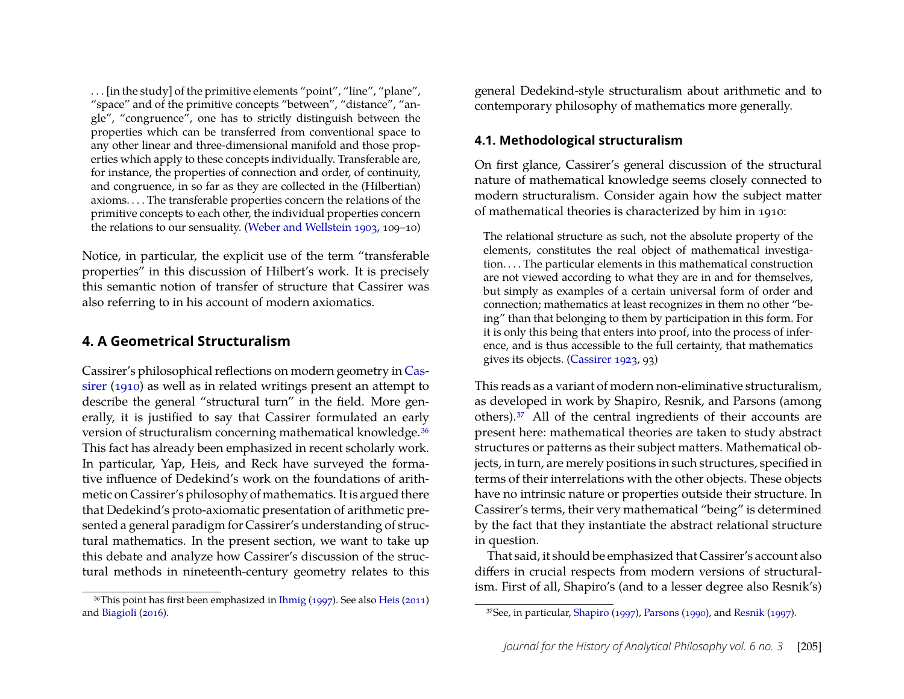> . . . [in the study] of the primitive elements "point", "line", "plane", "space" and of the primitive concepts "between", "distance", "angle", "congruence", one has to strictly distinguish between the properties which can be transferred from conventional space to any other linear and three-dimensional manifold and those properties which apply to these concepts individually. Transferable are, for instance, the properties of connection and order, of continuity, and congruence, in so far as they are collected in the (Hilbertian) axioms. . . . The transferable properties concern the relations of the primitive concepts to each other, the individual properties concern the relations to our sensuality. (Weber and Wellstein 1903, 109–10)

Notice, in particular, the explicit use of the term "transferable properties" in this discussion of Hilbert's work. It is precisely this semantic notion of transfer of structure that Cassirer was also referring to in his account of modern axiomatics.

## 4. A Geometrical Structuralism

Cassirer's philosophical reflections on modern geometry in Cassirer (1910) as well as in related writings present an attempt to describe the general "structural turn" in the field. More generally, it is justified to say that Cassirer formulated an early version of structuralism concerning mathematical knowledge.[36] This fact has already been emphasized in recent scholarly work. In particular, Yap, Heis, and Reck have surveyed the formative influence of Dedekind's work on the foundations of arithmetic on Cassirer's philosophy of mathematics. It is argued there that Dedekind's proto-axiomatic presentation of arithmetic presented a general paradigm for Cassirer's understanding of structural mathematics. In the present section, we want to take up this debate and analyze how Cassirer's discussion of the structural methods in nineteenth-century geometry relates to this general Dedekind-style structuralism about arithmetic and to contemporary philosophy of mathematics more generally.

### 4.1. Methodological structuralism

On first glance, Cassirer's general discussion of the structural nature of mathematical knowledge seems closely connected to modern structuralism. Consider again how the subject matter of mathematical theories is characterized by him in 1910:

> The relational structure as such, not the absolute property of the elements, constitutes the real object of mathematical investigation. . . . The particular elements in this mathematical construction are not viewed according to what they are in and for themselves, but simply as examples of a certain universal form of order and connection; mathematics at least recognizes in them no other "being" than that belonging to them by participation in this form. For it is only this being that enters into proof, into the process of inference, and is thus accessible to the full certainty, that mathematics gives its objects. (Cassirer 1923, 93)

This reads as a variant of modern non-eliminative structuralism, as developed in work by Shapiro, Resnik, and Parsons (among others).[37] All of the central ingredients of their accounts are present here: mathematical theories are taken to study abstract structures or patterns as their subject matters. Mathematical objects, in turn, are merely positions in such structures, specified in terms of their interrelations with the other objects. These objects have no intrinsic nature or properties outside their structure. In Cassirer's terms, their very mathematical "being" is determined by the fact that they instantiate the abstract relational structure in question.

That said, it should be emphasized that Cassirer's account also differs in crucial respects from modern versions of structuralism. First of all, Shapiro's (and to a lesser degree also Resnik's)

[36] This point has first been emphasized in Ihmig (1997). See also Heis (2011) and Biagioli (2016).

[37] See, in particular, Shapiro (1997), Parsons (1990), and Resnik (1997).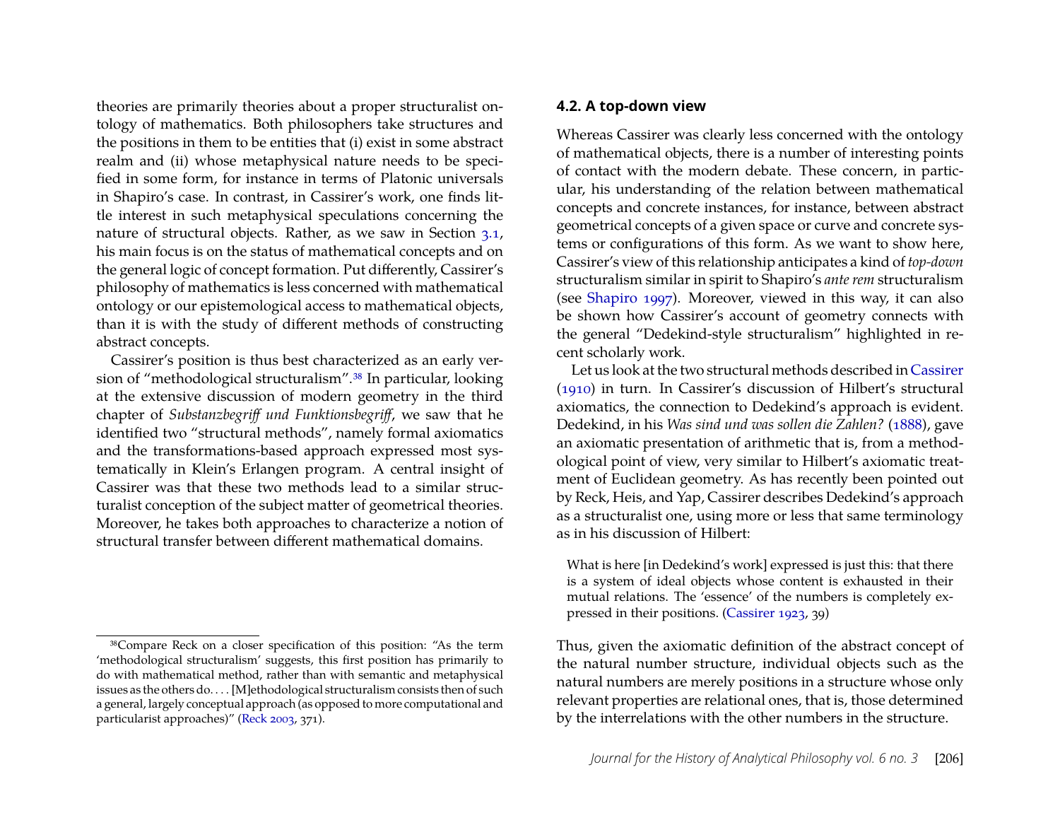theories are primarily theories about a proper structuralist ontology of mathematics. Both philosophers take structures and the positions in them to be entities that (i) exist in some abstract realm and (ii) whose metaphysical nature needs to be specified in some form, for instance in terms of Platonic universals in Shapiro's case. In contrast, in Cassirer's work, one finds little interest in such metaphysical speculations concerning the nature of structural objects. Rather, as we saw in Section 3.1, his main focus is on the status of mathematical concepts and on the general logic of concept formation. Put differently, Cassirer's philosophy of mathematics is less concerned with mathematical ontology or our epistemological access to mathematical objects, than it is with the study of different methods of constructing abstract concepts.

Cassirer's position is thus best characterized as an early version of "methodological structuralism".[38] In particular, looking at the extensive discussion of modern geometry in the third chapter of *Substanzbegriff und Funktionsbegriff*, we saw that he identified two "structural methods", namely formal axiomatics and the transformations-based approach expressed most systematically in Klein's Erlangen program. A central insight of Cassirer was that these two methods lead to a similar structuralist conception of the subject matter of geometrical theories. Moreover, he takes both approaches to characterize a notion of structural transfer between different mathematical domains.

### 4.2. A top-down view

Whereas Cassirer was clearly less concerned with the ontology of mathematical objects, there is a number of interesting points of contact with the modern debate. These concern, in particular, his understanding of the relation between mathematical concepts and concrete instances, for instance, between abstract geometrical concepts of a given space or curve and concrete systems or configurations of this form. As we want to show here, Cassirer's view of this relationship anticipates a kind of *top-down* structuralism similar in spirit to Shapiro's *ante rem* structuralism (see Shapiro 1997). Moreover, viewed in this way, it can also be shown how Cassirer's account of geometry connects with the general "Dedekind-style structuralism" highlighted in recent scholarly work.

Let us look at the two structural methods described in Cassirer (1910) in turn. In Cassirer's discussion of Hilbert's structural axiomatics, the connection to Dedekind's approach is evident. Dedekind, in his *Was sind und was sollen die Zahlen?* (1888), gave an axiomatic presentation of arithmetic that is, from a methodological point of view, very similar to Hilbert's axiomatic treatment of Euclidean geometry. As has recently been pointed out by Reck, Heis, and Yap, Cassirer describes Dedekind's approach as a structuralist one, using more or less that same terminology as in his discussion of Hilbert:

> What is here [in Dedekind's work] expressed is just this: that there is a system of ideal objects whose content is exhausted in their mutual relations. The 'essence' of the numbers is completely expressed in their positions. (Cassirer 1923, 39)

Thus, given the axiomatic definition of the abstract concept of the natural number structure, individual objects such as the natural numbers are merely positions in a structure whose only relevant properties are relational ones, that is, those determined by the interrelations with the other numbers in the structure.

---

[38] Compare Reck on a closer specification of this position: "As the term 'methodological structuralism' suggests, this first position has primarily to do with mathematical method, rather than with semantic and metaphysical issues as the others do. . . . [M]ethodological structuralism consists then of such a general, largely conceptual approach (as opposed to more computational and particularist approaches)" (Reck 2003, 371).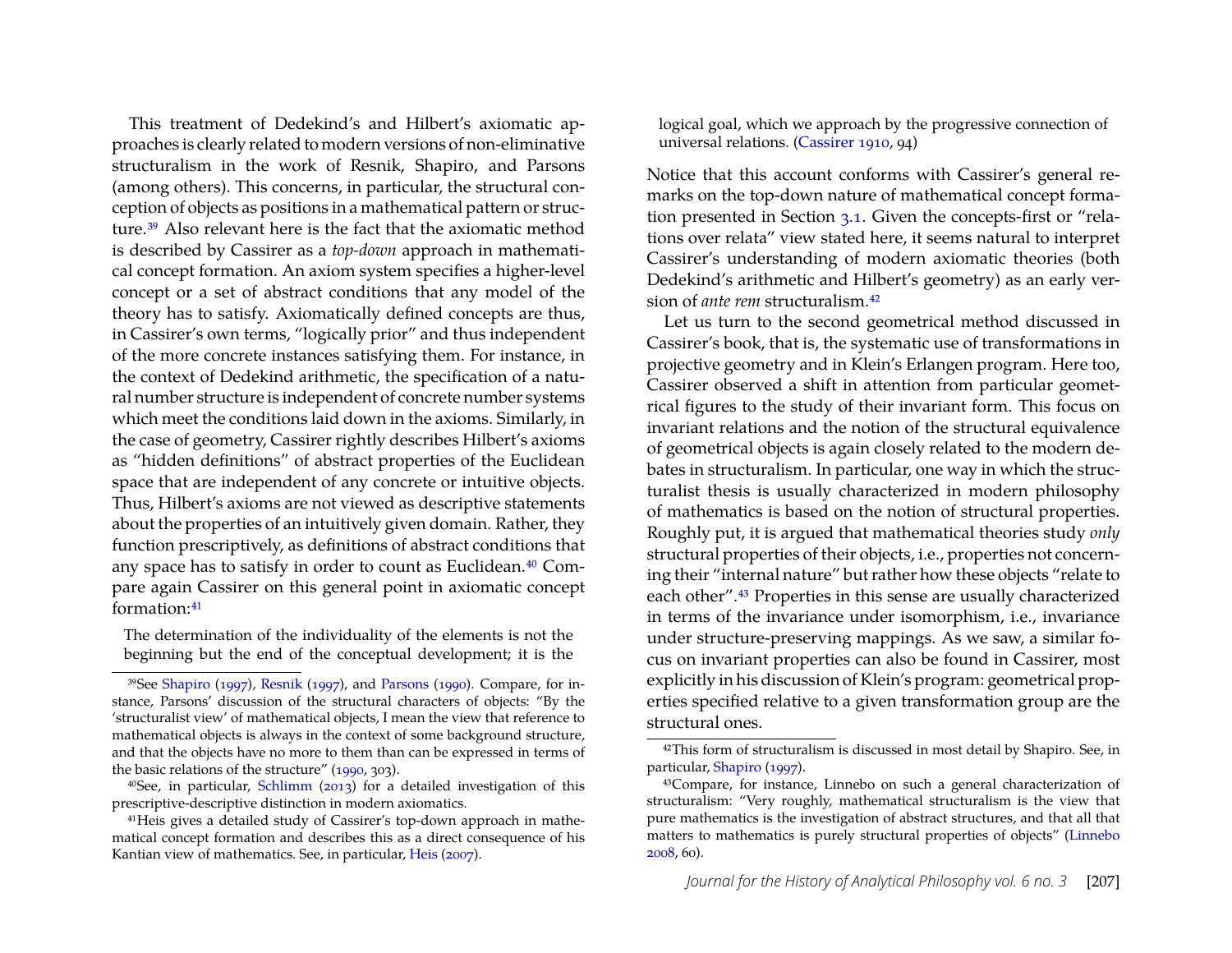This treatment of Dedekind's and Hilbert's axiomatic approaches is clearly related to modern versions of non-eliminative structuralism in the work of Resnik, Shapiro, and Parsons (among others). This concerns, in particular, the structural conception of objects as positions in a mathematical pattern or structure.[39] Also relevant here is the fact that the axiomatic method is described by Cassirer as a *top-down* approach in mathematical concept formation. An axiom system specifies a higher-level concept or a set of abstract conditions that any model of the theory has to satisfy. Axiomatically defined concepts are thus, in Cassirer's own terms, "logically prior" and thus independent of the more concrete instances satisfying them. For instance, in the context of Dedekind arithmetic, the specification of a natural number structure is independent of concrete number systems which meet the conditions laid down in the axioms. Similarly, in the case of geometry, Cassirer rightly describes Hilbert's axioms as "hidden definitions" of abstract properties of the Euclidean space that are independent of any concrete or intuitive objects. Thus, Hilbert's axioms are not viewed as descriptive statements about the properties of an intuitively given domain. Rather, they function prescriptively, as definitions of abstract conditions that any space has to satisfy in order to count as Euclidean.[40] Compare again Cassirer on this general point in axiomatic concept formation:[41]

> The determination of the individuality of the elements is not the beginning but the end of the conceptual development; it is the logical goal, which we approach by the progressive connection of universal relations. (Cassirer 1910, 94)

Notice that this account conforms with Cassirer's general remarks on the top-down nature of mathematical concept formation presented in Section 3.1. Given the concepts-first or "relations over relata" view stated here, it seems natural to interpret Cassirer's understanding of modern axiomatic theories (both Dedekind's arithmetic and Hilbert's geometry) as an early version of *ante rem* structuralism.[42]

Let us turn to the second geometrical method discussed in Cassirer's book, that is, the systematic use of transformations in projective geometry and in Klein's Erlangen program. Here too, Cassirer observed a shift in attention from particular geometrical figures to the study of their invariant form. This focus on invariant relations and the notion of the structural equivalence of geometrical objects is again closely related to the modern debates in structuralism. In particular, one way in which the structuralist thesis is usually characterized in modern philosophy of mathematics is based on the notion of structural properties. Roughly put, it is argued that mathematical theories study *only* structural properties of their objects, i.e., properties not concerning their "internal nature" but rather how these objects "relate to each other".[43] Properties in this sense are usually characterized in terms of the invariance under isomorphism, i.e., invariance under structure-preserving mappings. As we saw, a similar focus on invariant properties can also be found in Cassirer, most explicitly in his discussion of Klein's program: geometrical properties specified relative to a given transformation group are the structural ones.

---

[39] See Shapiro (1997), Resnik (1997), and Parsons (1990). Compare, for instance, Parsons' discussion of the structural characters of objects: "By the 'structuralist view' of mathematical objects, I mean the view that reference to mathematical objects is always in the context of some background structure, and that the objects have no more to them than can be expressed in terms of the basic relations of the structure" (1990, 303).

[40] See, in particular, Schlimm (2013) for a detailed investigation of this prescriptive-descriptive distinction in modern axiomatics.

[41] Heis gives a detailed study of Cassirer's top-down approach in mathematical concept formation and describes this as a direct consequence of his Kantian view of mathematics. See, in particular, Heis (2007).

[42] This form of structuralism is discussed in most detail by Shapiro. See, in particular, Shapiro (1997).

[43] Compare, for instance, Linnebo on such a general characterization of structuralism: "Very roughly, mathematical structuralism is the view that pure mathematics is the investigation of abstract structures, and that all that matters to mathematics is purely structural properties of objects" (Linnebo 2008, 60).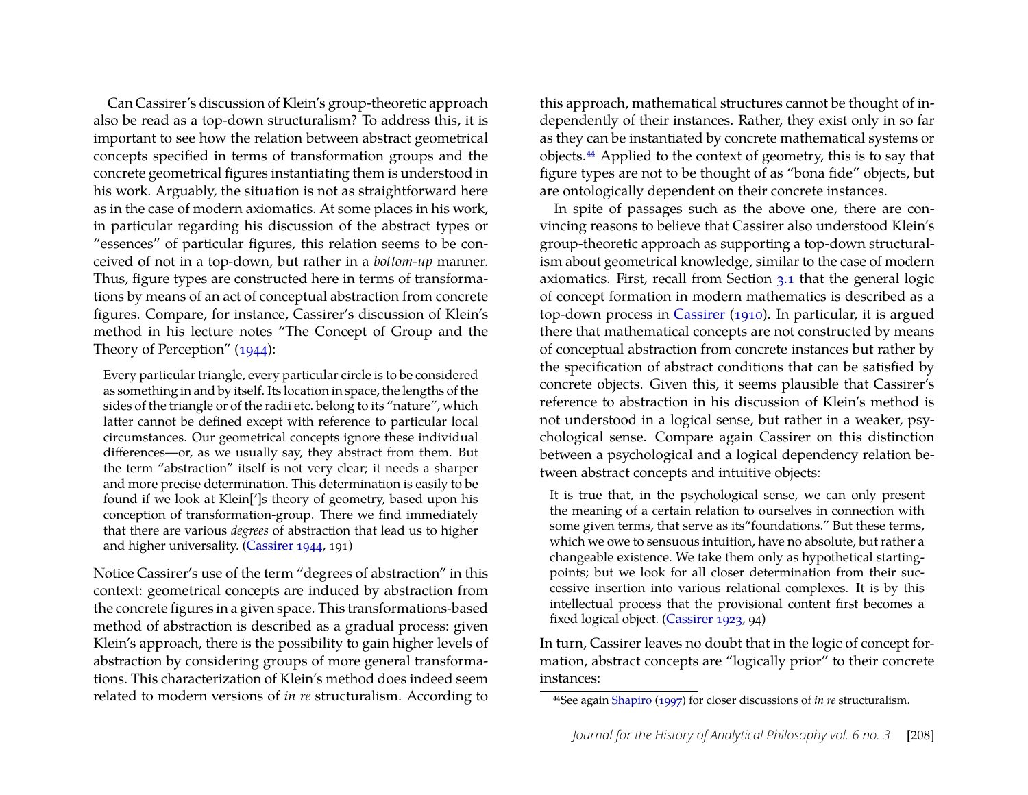Can Cassirer's discussion of Klein's group-theoretic approach also be read as a top-down structuralism? To address this, it is important to see how the relation between abstract geometrical concepts specified in terms of transformation groups and the concrete geometrical figures instantiating them is understood in his work. Arguably, the situation is not as straightforward here as in the case of modern axiomatics. At some places in his work, in particular regarding his discussion of the abstract types or "essences" of particular figures, this relation seems to be conceived of not in a top-down, but rather in a *bottom-up* manner. Thus, figure types are constructed here in terms of transformations by means of an act of conceptual abstraction from concrete figures. Compare, for instance, Cassirer's discussion of Klein's method in his lecture notes "The Concept of Group and the Theory of Perception" (1944):

> Every particular triangle, every particular circle is to be considered as something in and by itself. Its location in space, the lengths of the sides of the triangle or of the radii etc. belong to its "nature", which latter cannot be defined except with reference to particular local circumstances. Our geometrical concepts ignore these individual differences—or, as we usually say, they abstract from them. But the term "abstraction" itself is not very clear; it needs a sharper and more precise determination. This determination is easily to be found if we look at Klein['']s theory of geometry, based upon his conception of transformation-group. There we find immediately that there are various *degrees* of abstraction that lead us to higher and higher universality. (Cassirer 1944, 191)

Notice Cassirer's use of the term "degrees of abstraction" in this context: geometrical concepts are induced by abstraction from the concrete figures in a given space. This transformations-based method of abstraction is described as a gradual process: given Klein's approach, there is the possibility to gain higher levels of abstraction by considering groups of more general transformations. This characterization of Klein's method does indeed seem related to modern versions of *in re* structuralism. According to this approach, mathematical structures cannot be thought of independently of their instances. Rather, they exist only in so far as they can be instantiated by concrete mathematical systems or objects.[44] Applied to the context of geometry, this is to say that figure types are not to be thought of as "bona fide" objects, but are ontologically dependent on their concrete instances.

In spite of passages such as the above one, there are convincing reasons to believe that Cassirer also understood Klein's group-theoretic approach as supporting a top-down structuralism about geometrical knowledge, similar to the case of modern axiomatics. First, recall from Section 3.1 that the general logic of concept formation in modern mathematics is described as a top-down process in Cassirer (1910). In particular, it is argued there that mathematical concepts are not constructed by means of conceptual abstraction from concrete instances but rather by the specification of abstract conditions that can be satisfied by concrete objects. Given this, it seems plausible that Cassirer's reference to abstraction in his discussion of Klein's method is not understood in a logical sense, but rather in a weaker, psychological sense. Compare again Cassirer on this distinction between a psychological and a logical dependency relation between abstract concepts and intuitive objects:

> It is true that, in the psychological sense, we can only present the meaning of a certain relation to ourselves in connection with some given terms, that serve as its"foundations." But these terms, which we owe to sensuous intuition, have no absolute, but rather a changeable existence. We take them only as hypothetical starting-points; but we look for all closer determination from their successive insertion into various relational complexes. It is by this intellectual process that the provisional content first becomes a fixed logical object. (Cassirer 1923, 94)

In turn, Cassirer leaves no doubt that in the logic of concept formation, abstract concepts are "logically prior" to their concrete instances:

[44] See again Shapiro (1997) for closer discussions of *in re* structuralism.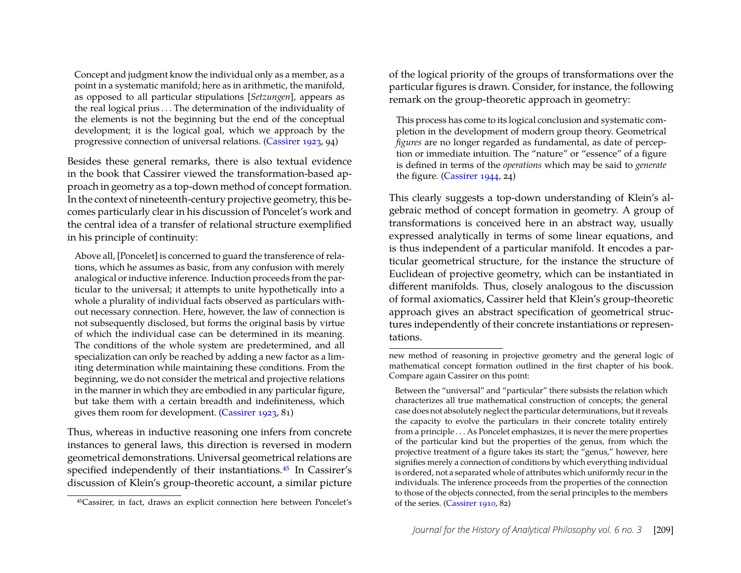> Concept and judgment know the individual only as a member, as a point in a systematic manifold; here as in arithmetic, the manifold, as opposed to all particular stipulations [*Setzungen*], appears as the real logical prius . . . The determination of the individuality of the elements is not the beginning but the end of the conceptual development; it is the logical goal, which we approach by the progressive connection of universal relations. (Cassirer 1923, 94)

Besides these general remarks, there is also textual evidence in the book that Cassirer viewed the transformation-based approach in geometry as a top-down method of concept formation. In the context of nineteenth-century projective geometry, this becomes particularly clear in his discussion of Poncelet's work and the central idea of a transfer of relational structure exemplified in his principle of continuity:

> Above all, [Poncelet] is concerned to guard the transference of relations, which he assumes as basic, from any confusion with merely analogical or inductive inference. Induction proceeds from the particular to the universal; it attempts to unite hypothetically into a whole a plurality of individual facts observed as particulars without necessary connection. Here, however, the law of connection is not subsequently disclosed, but forms the original basis by virtue of which the individual case can be determined in its meaning. The conditions of the whole system are predetermined, and all specialization can only be reached by adding a new factor as a limiting determination while maintaining these conditions. From the beginning, we do not consider the metrical and projective relations in the manner in which they are embodied in any particular figure, but take them with a certain breadth and indefiniteness, which gives them room for development. (Cassirer 1923, 81)

Thus, whereas in inductive reasoning one infers from concrete instances to general laws, this direction is reversed in modern geometrical demonstrations. Universal geometrical relations are specified independently of their instantiations.[45] In Cassirer's discussion of Klein's group-theoretic account, a similar picture of the logical priority of the groups of transformations over the particular figures is drawn. Consider, for instance, the following remark on the group-theoretic approach in geometry:

> This process has come to its logical conclusion and systematic completion in the development of modern group theory. Geometrical *figures* are no longer regarded as fundamental, as date of perception or immediate intuition. The "nature" or "essence" of a figure is defined in terms of the *operations* which may be said to *generate* the figure. (Cassirer 1944, 24)

This clearly suggests a top-down understanding of Klein's algebraic method of concept formation in geometry. A group of transformations is conceived here in an abstract way, usually expressed analytically in terms of some linear equations, and is thus independent of a particular manifold. It encodes a particular geometrical structure, for the instance the structure of Euclidean of projective geometry, which can be instantiated in different manifolds. Thus, closely analogous to the discussion of formal axiomatics, Cassirer held that Klein's group-theoretic approach gives an abstract specification of geometrical structures independently of their concrete instantiations or representations.

---

[45] Cassirer, in fact, draws an explicit connection here between Poncelet's new method of reasoning in projective geometry and the general logic of mathematical concept formation outlined in the first chapter of his book. Compare again Cassirer on this point:

> Between the "universal" and "particular" there subsists the relation which characterizes all true mathematical construction of concepts; the general case does not absolutely neglect the particular determinations, but it reveals the capacity to evolve the particulars in their concrete totality entirely from a principle . . . As Poncelet emphasizes, it is never the mere properties of the particular kind but the properties of the genus, from which the projective treatment of a figure takes its start; the "genus," however, here signifies merely a connection of conditions by which everything individual is ordered, not a separated whole of attributes which uniformly recur in the individuals. The inference proceeds from the properties of the connection to those of the objects connected, from the serial principles to the members of the series. (Cassirer 1910, 82)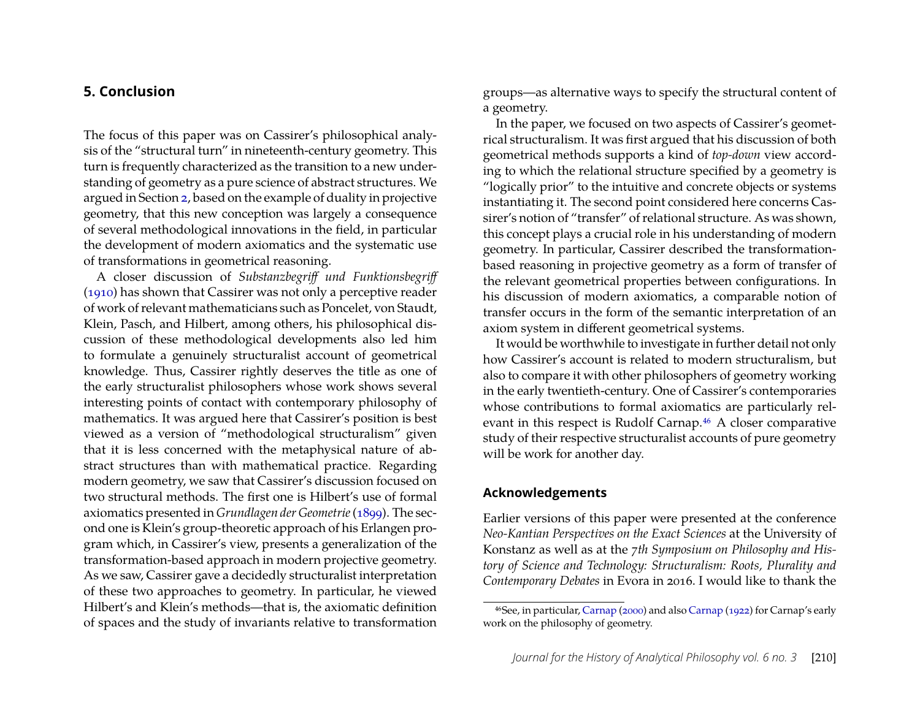## 5. Conclusion

The focus of this paper was on Cassirer's philosophical analysis of the "structural turn" in nineteenth-century geometry. This turn is frequently characterized as the transition to a new understanding of geometry as a pure science of abstract structures. We argued in Section 2, based on the example of duality in projective geometry, that this new conception was largely a consequence of several methodological innovations in the field, in particular the development of modern axiomatics and the systematic use of transformations in geometrical reasoning.

A closer discussion of *Substanzbegriff und Funktionsbegriff* (1910) has shown that Cassirer was not only a perceptive reader of work of relevant mathematicians such as Poncelet, von Staudt, Klein, Pasch, and Hilbert, among others, his philosophical discussion of these methodological developments also led him to formulate a genuinely structuralist account of geometrical knowledge. Thus, Cassirer rightly deserves the title as one of the early structuralist philosophers whose work shows several interesting points of contact with contemporary philosophy of mathematics. It was argued here that Cassirer's position is best viewed as a version of "methodological structuralism" given that it is less concerned with the metaphysical nature of abstract structures than with mathematical practice. Regarding modern geometry, we saw that Cassirer's discussion focused on two structural methods. The first one is Hilbert's use of formal axiomatics presented in *Grundlagen der Geometrie* (1899). The second one is Klein's group-theoretic approach of his Erlangen program which, in Cassirer's view, presents a generalization of the transformation-based approach in modern projective geometry. As we saw, Cassirer gave a decidedly structuralist interpretation of these two approaches to geometry. In particular, he viewed Hilbert's and Klein's methods—that is, the axiomatic definition of spaces and the study of invariants relative to transformation groups—as alternative ways to specify the structural content of a geometry.

In the paper, we focused on two aspects of Cassirer's geometrical structuralism. It was first argued that his discussion of both geometrical methods supports a kind of *top-down* view according to which the relational structure specified by a geometry is "logically prior" to the intuitive and concrete objects or systems instantiating it. The second point considered here concerns Cassirer's notion of "transfer" of relational structure. As was shown, this concept plays a crucial role in his understanding of modern geometry. In particular, Cassirer described the transformation-based reasoning in projective geometry as a form of transfer of the relevant geometrical properties between configurations. In his discussion of modern axiomatics, a comparable notion of transfer occurs in the form of the semantic interpretation of an axiom system in different geometrical systems.

It would be worthwhile to investigate in further detail not only how Cassirer's account is related to modern structuralism, but also to compare it with other philosophers of geometry working in the early twentieth-century. One of Cassirer's contemporaries whose contributions to formal axiomatics are particularly relevant in this respect is Rudolf Carnap.[46] A closer comparative study of their respective structuralist accounts of pure geometry will be work for another day.

### Acknowledgements

Earlier versions of this paper were presented at the conference *Neo-Kantian Perspectives on the Exact Sciences* at the University of Konstanz as well as at the *7th Symposium on Philosophy and History of Science and Technology: Structuralism: Roots, Plurality and Contemporary Debates* in Evora in 2016. I would like to thank the

[46]See, in particular, Carnap (2000) and also Carnap (1922) for Carnap's early work on the philosophy of geometry.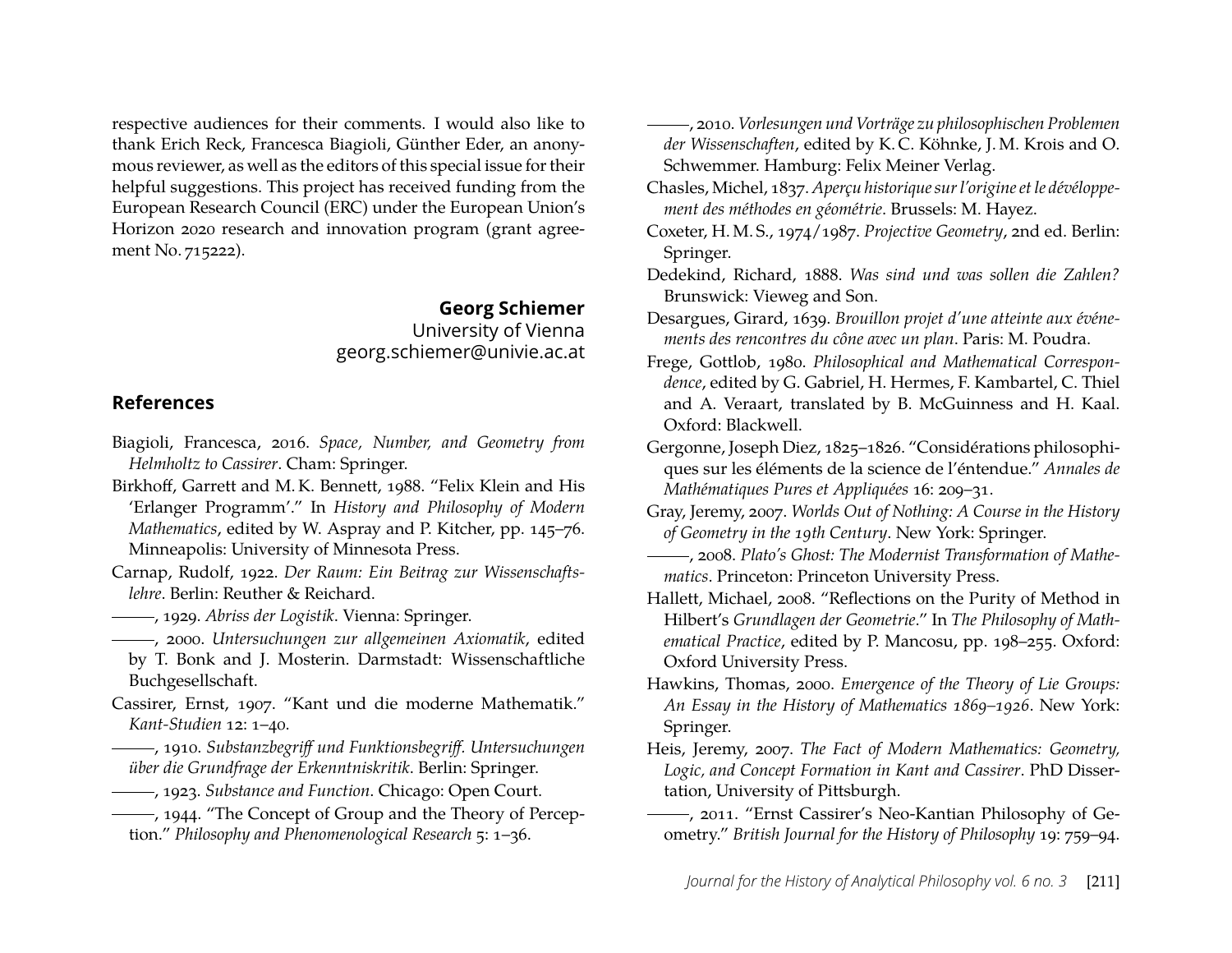respective audiences for their comments. I would also like to thank Erich Reck, Francesca Biagioli, Günther Eder, an anonymous reviewer, as well as the editors of this special issue for their helpful suggestions. This project has received funding from the European Research Council (ERC) under the European Union's Horizon 2020 research and innovation program (grant agreement No. 715222).

**Georg Schiemer**
University of Vienna
georg.schiemer@univie.ac.at

## References

Biagioli, Francesca, 2016. *Space, Number, and Geometry from Helmholtz to Cassirer*. Cham: Springer.

Birkhoff, Garrett and M. K. Bennett, 1988. "Felix Klein and His 'Erlanger Programm'." In *History and Philosophy of Modern Mathematics*, edited by W. Aspray and P. Kitcher, pp. 145–76. Minneapolis: University of Minnesota Press.

Carnap, Rudolf, 1922. *Der Raum: Ein Beitrag zur Wissenschaftslehre*. Berlin: Reuther & Reichard.

———, 1929. *Abriss der Logistik*. Vienna: Springer.

———, 2000. *Untersuchungen zur allgemeinen Axiomatik*, edited by T. Bonk and J. Mosterin. Darmstadt: Wissenschaftliche Buchgesellschaft.

Cassirer, Ernst, 1907. "Kant und die moderne Mathematik." *Kant-Studien* 12: 1–40.

———, 1910. *Substanzbegriff und Funktionsbegriff. Untersuchungen über die Grundfrage der Erkenntniskritik*. Berlin: Springer.

———, 1923. *Substance and Function*. Chicago: Open Court.

———, 1944. "The Concept of Group and the Theory of Perception." *Philosophy and Phenomenological Research* 5: 1–36.

———, 2010. *Vorlesungen und Vorträge zu philosophischen Problemen der Wissenschaften*, edited by K. C. Köhnke, J. M. Krois and O. Schwemmer. Hamburg: Felix Meiner Verlag.

Chasles, Michel, 1837. *Aperçu historique sur l'origine et le dévéloppement des méthodes en géométrie*. Brussels: M. Hayez.

Coxeter, H. M. S., 1974/1987. *Projective Geometry*, 2nd ed. Berlin: Springer.

Dedekind, Richard, 1888. *Was sind und was sollen die Zahlen?* Brunswick: Vieweg and Son.

Desargues, Girard, 1639. *Brouillon projet d'une atteinte aux événements des rencontres du cône avec un plan*. Paris: M. Poudra.

Frege, Gottlob, 1980. *Philosophical and Mathematical Correspondence*, edited by G. Gabriel, H. Hermes, F. Kambartel, C. Thiel and A. Veraart, translated by B. McGuinness and H. Kaal. Oxford: Blackwell.

Gergonne, Joseph Diez, 1825–1826. "Considérations philosophiques sur les éléments de la science de l'éntendue." *Annales de Mathématiques Pures et Appliquées* 16: 209–31.

Gray, Jeremy, 2007. *Worlds Out of Nothing: A Course in the History of Geometry in the 19th Century*. New York: Springer.

———, 2008. *Plato's Ghost: The Modernist Transformation of Mathematics*. Princeton: Princeton University Press.

Hallett, Michael, 2008. "Reflections on the Purity of Method in Hilbert's *Grundlagen der Geometrie*." In *The Philosophy of Mathematical Practice*, edited by P. Mancosu, pp. 198–255. Oxford: Oxford University Press.

Hawkins, Thomas, 2000. *Emergence of the Theory of Lie Groups: An Essay in the History of Mathematics 1869–1926*. New York: Springer.

Heis, Jeremy, 2007. *The Fact of Modern Mathematics: Geometry, Logic, and Concept Formation in Kant and Cassirer*. PhD Dissertation, University of Pittsburgh.

———, 2011. "Ernst Cassirer's Neo-Kantian Philosophy of Geometry." *British Journal for the History of Philosophy* 19: 759–94.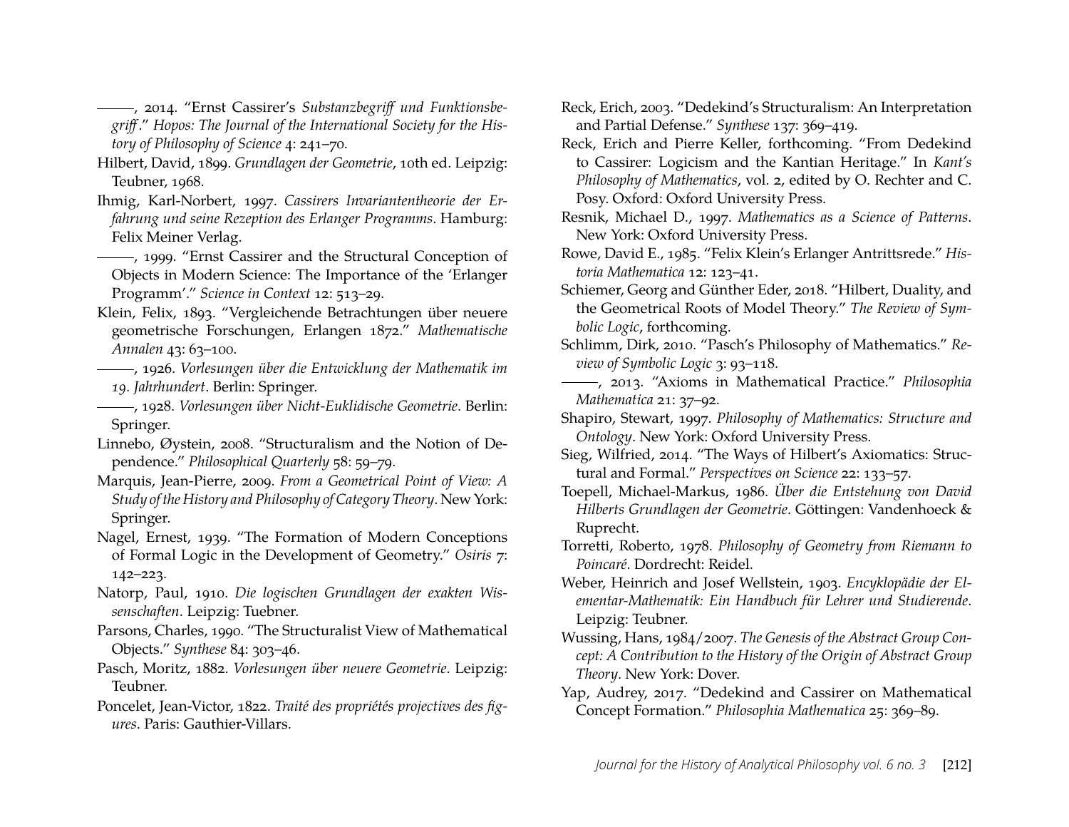———, 2014. "Ernst Cassirer's *Substanzbegriff und Funktionsbegriff*." *Hopos: The Journal of the International Society for the History of Philosophy of Science* 4: 241–70.

Hilbert, David, 1899. *Grundlagen der Geometrie*, 10th ed. Leipzig: Teubner, 1968.

Ihmig, Karl-Norbert, 1997. *Cassirers Invariantentheorie der Erfahrung und seine Rezeption des Erlanger Programms*. Hamburg: Felix Meiner Verlag.

———, 1999. "Ernst Cassirer and the Structural Conception of Objects in Modern Science: The Importance of the 'Erlanger Programm'." *Science in Context* 12: 513–29.

Klein, Felix, 1893. "Vergleichende Betrachtungen über neuere geometrische Forschungen, Erlangen 1872." *Mathematische Annalen* 43: 63–100.

———, 1926. *Vorlesungen über die Entwicklung der Mathematik im 19. Jahrhundert*. Berlin: Springer.

———, 1928. *Vorlesungen über Nicht-Euklidische Geometrie*. Berlin: Springer.

Linnebo, Øystein, 2008. "Structuralism and the Notion of Dependence." *Philosophical Quarterly* 58: 59–79.

Marquis, Jean-Pierre, 2009. *From a Geometrical Point of View: A Study of the History and Philosophy of Category Theory*. New York: Springer.

Nagel, Ernest, 1939. "The Formation of Modern Conceptions of Formal Logic in the Development of Geometry." *Osiris* 7: 142–223.

Natorp, Paul, 1910. *Die logischen Grundlagen der exakten Wissenschaften*. Leipzig: Tuebner.

Parsons, Charles, 1990. "The Structuralist View of Mathematical Objects." *Synthese* 84: 303–46.

Pasch, Moritz, 1882. *Vorlesungen über neuere Geometrie*. Leipzig: Teubner.

Poncelet, Jean-Victor, 1822. *Traité des propriétés projectives des figures*. Paris: Gauthier-Villars.

Reck, Erich, 2003. "Dedekind's Structuralism: An Interpretation and Partial Defense." *Synthese* 137: 369–419.

Reck, Erich and Pierre Keller, forthcoming. "From Dedekind to Cassirer: Logicism and the Kantian Heritage." In *Kant's Philosophy of Mathematics*, vol. 2, edited by O. Rechter and C. Posy. Oxford: Oxford University Press.

Resnik, Michael D., 1997. *Mathematics as a Science of Patterns*. New York: Oxford University Press.

Rowe, David E., 1985. "Felix Klein's Erlanger Antrittsrede." *Historia Mathematica* 12: 123–41.

Schiemer, Georg and Günther Eder, 2018. "Hilbert, Duality, and the Geometrical Roots of Model Theory." *The Review of Symbolic Logic*, forthcoming.

Schlimm, Dirk, 2010. "Pasch's Philosophy of Mathematics." *Review of Symbolic Logic* 3: 93–118.

———, 2013. "Axioms in Mathematical Practice." *Philosophia Mathematica* 21: 37–92.

Shapiro, Stewart, 1997. *Philosophy of Mathematics: Structure and Ontology*. New York: Oxford University Press.

Sieg, Wilfried, 2014. "The Ways of Hilbert's Axiomatics: Structural and Formal." *Perspectives on Science* 22: 133–57.

Toepell, Michael-Markus, 1986. *Über die Entstehung von David Hilberts Grundlagen der Geometrie*. Göttingen: Vandenhoeck & Ruprecht.

Torretti, Roberto, 1978. *Philosophy of Geometry from Riemann to Poincaré*. Dordrecht: Reidel.

Weber, Heinrich and Josef Wellstein, 1903. *Encyklopädie der Elementar-Mathematik: Ein Handbuch für Lehrer und Studierende*. Leipzig: Teubner.

Wussing, Hans, 1984/2007. *The Genesis of the Abstract Group Concept: A Contribution to the History of the Origin of Abstract Group Theory*. New York: Dover.

Yap, Audrey, 2017. "Dedekind and Cassirer on Mathematical Concept Formation." *Philosophia Mathematica* 25: 369–89.